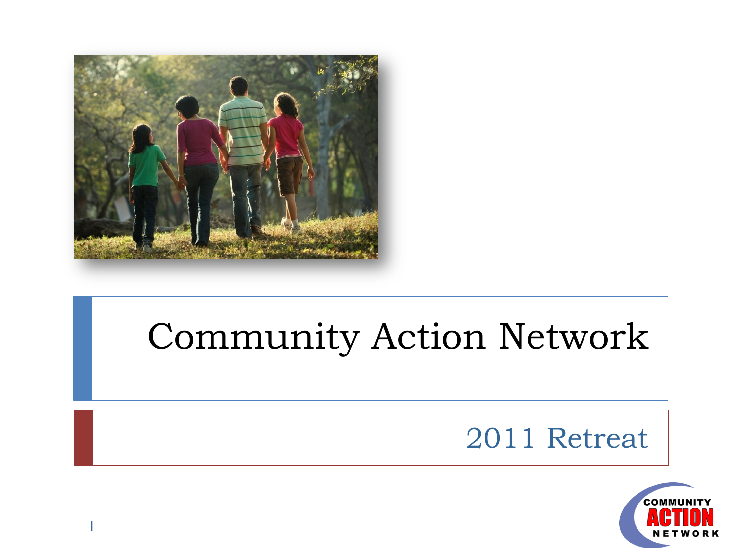# Community Action Network

## 2011 Retreat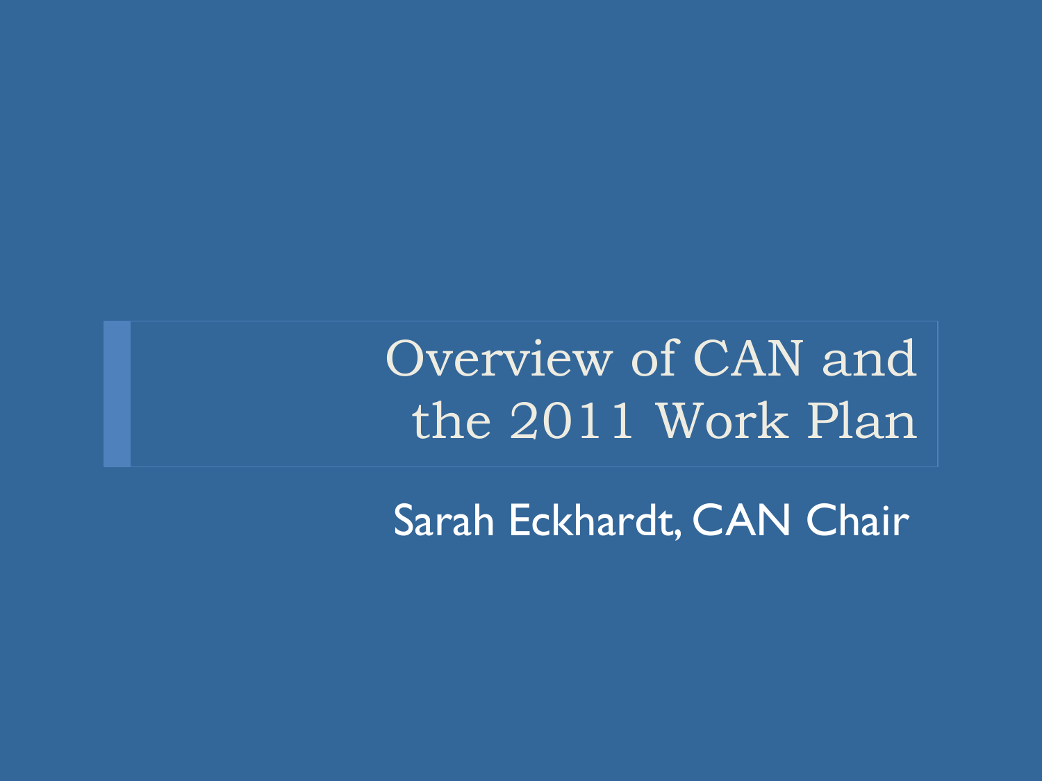# Overview of CAN and the 2011 Work Plan

Sarah Eckhardt, CAN Chair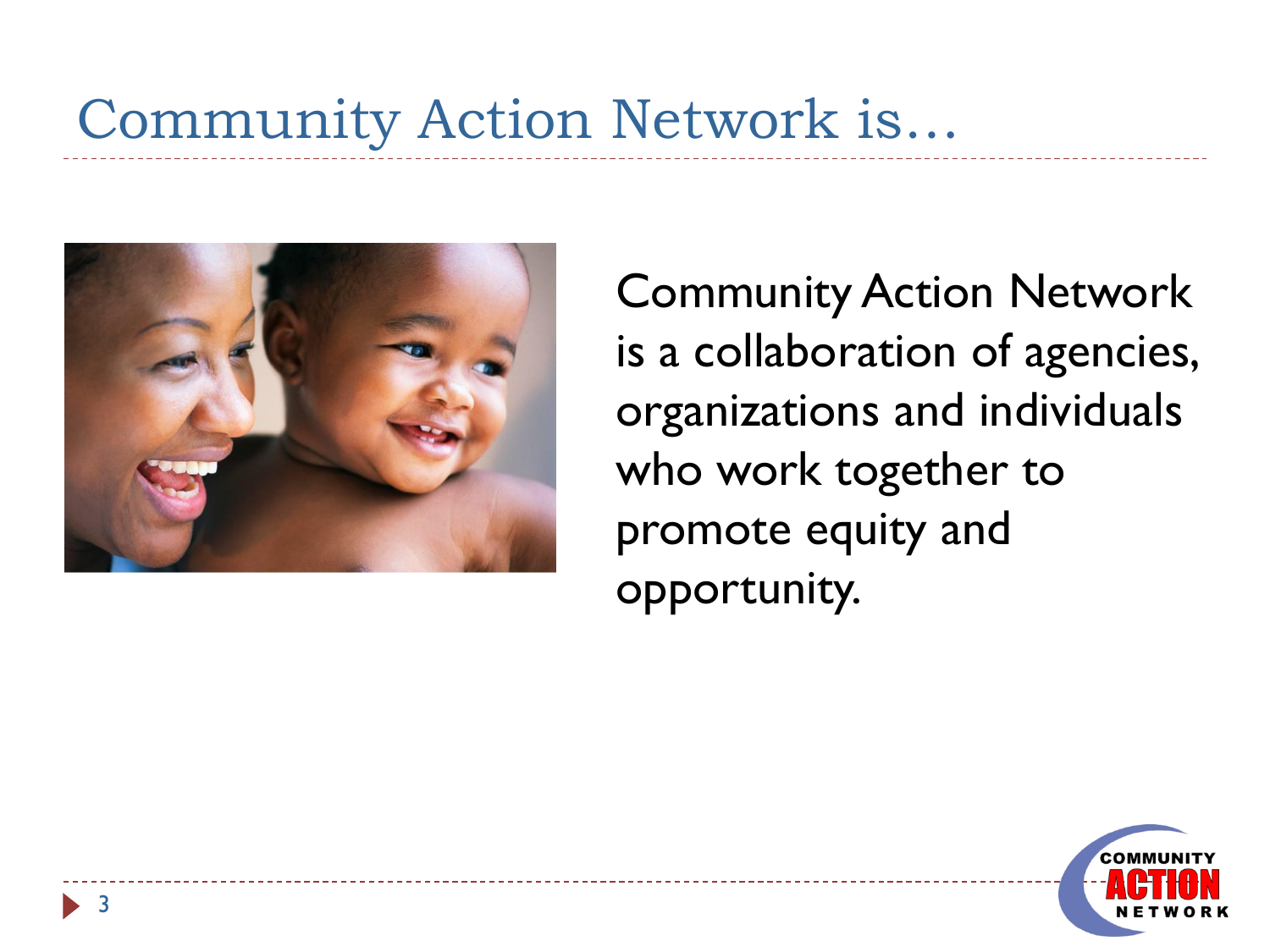# Community Action Network is…

Community Action Network is a collaboration of agencies, organizations and individuals who work together to promote equity and opportunity.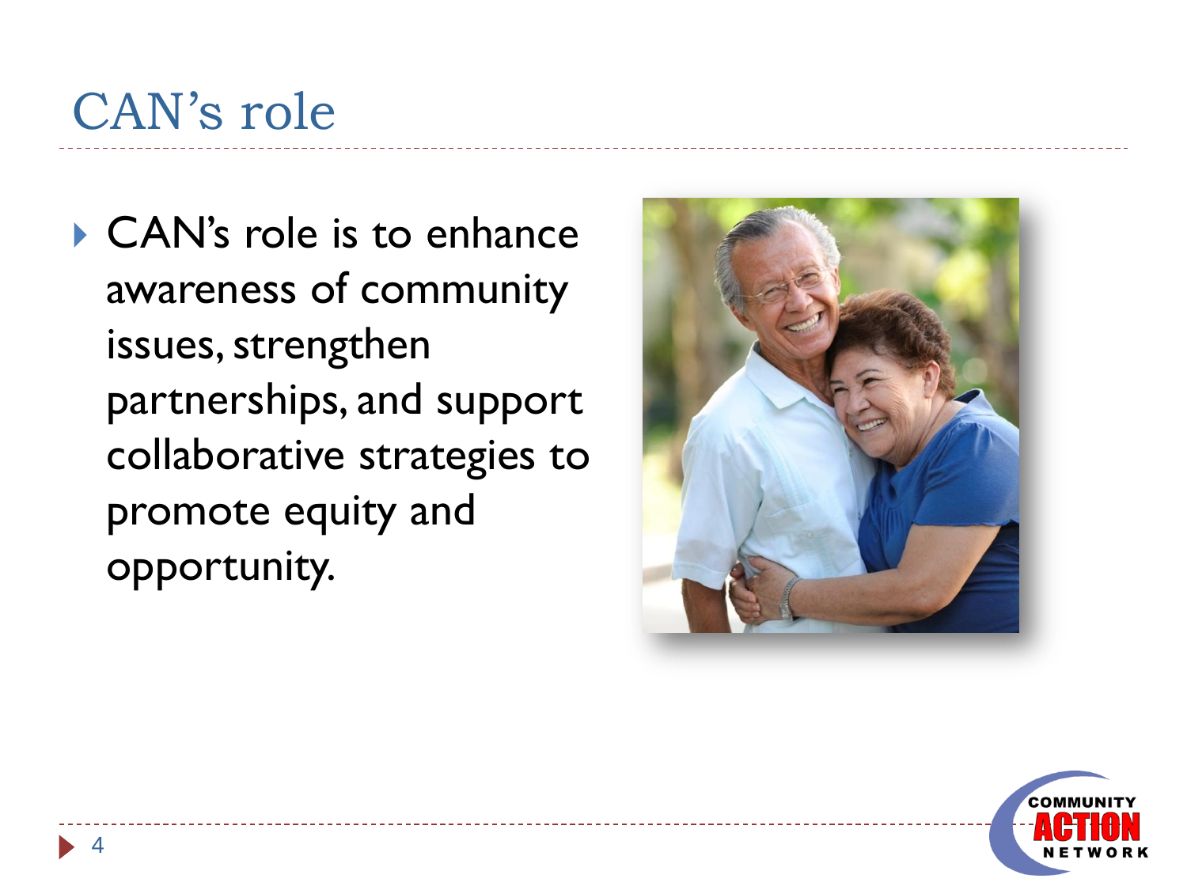# CAN's role

- CAN's role is to enhance awareness of community issues, strengthen partnerships, and support collaborative strategies to promote equity and opportunity.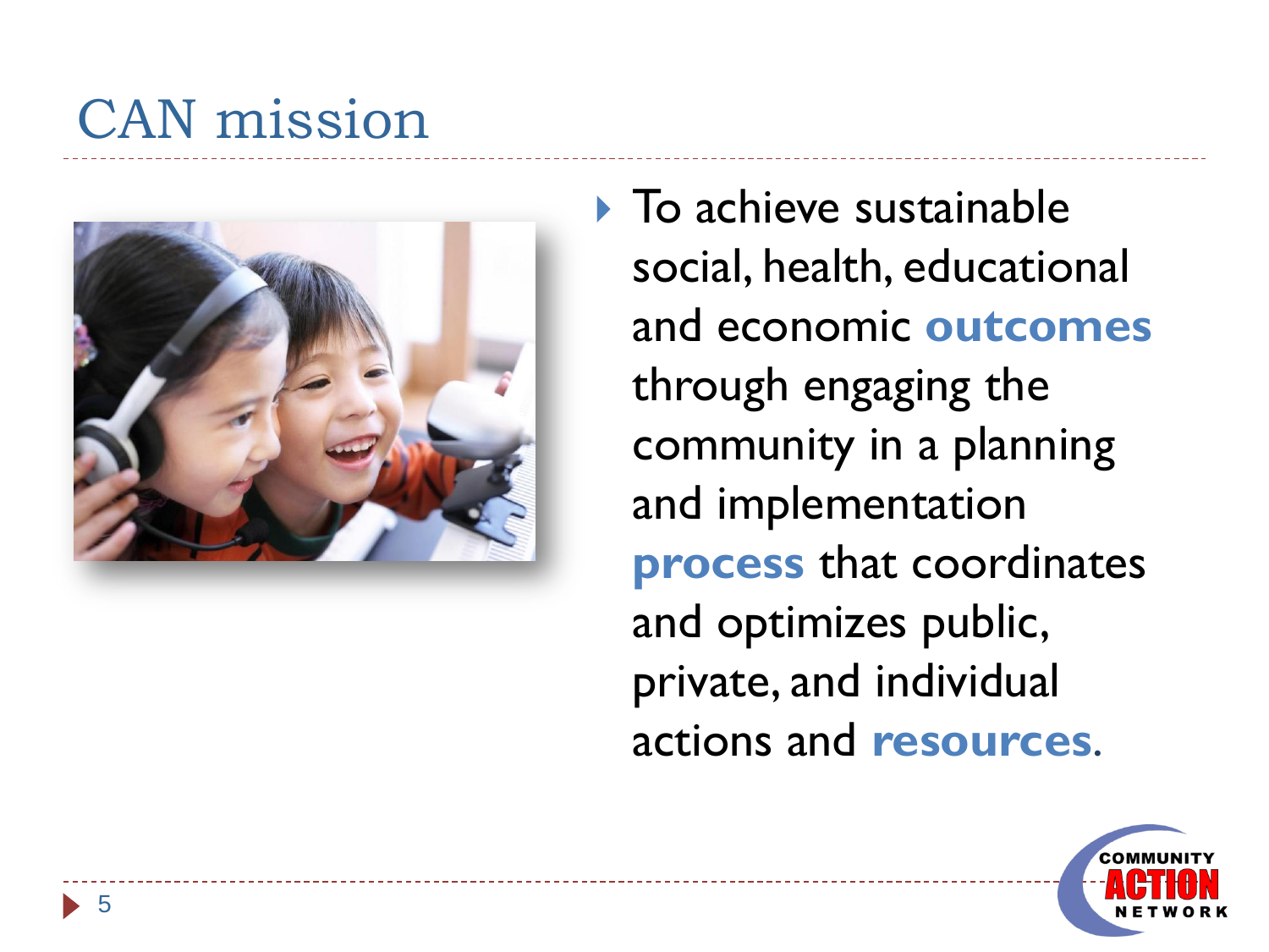# CAN mission

- To achieve sustainable social, health, educational and economic **outcomes** through engaging the community in a planning and implementation **process** that coordinates and optimizes public, private, and individual actions and **resources**.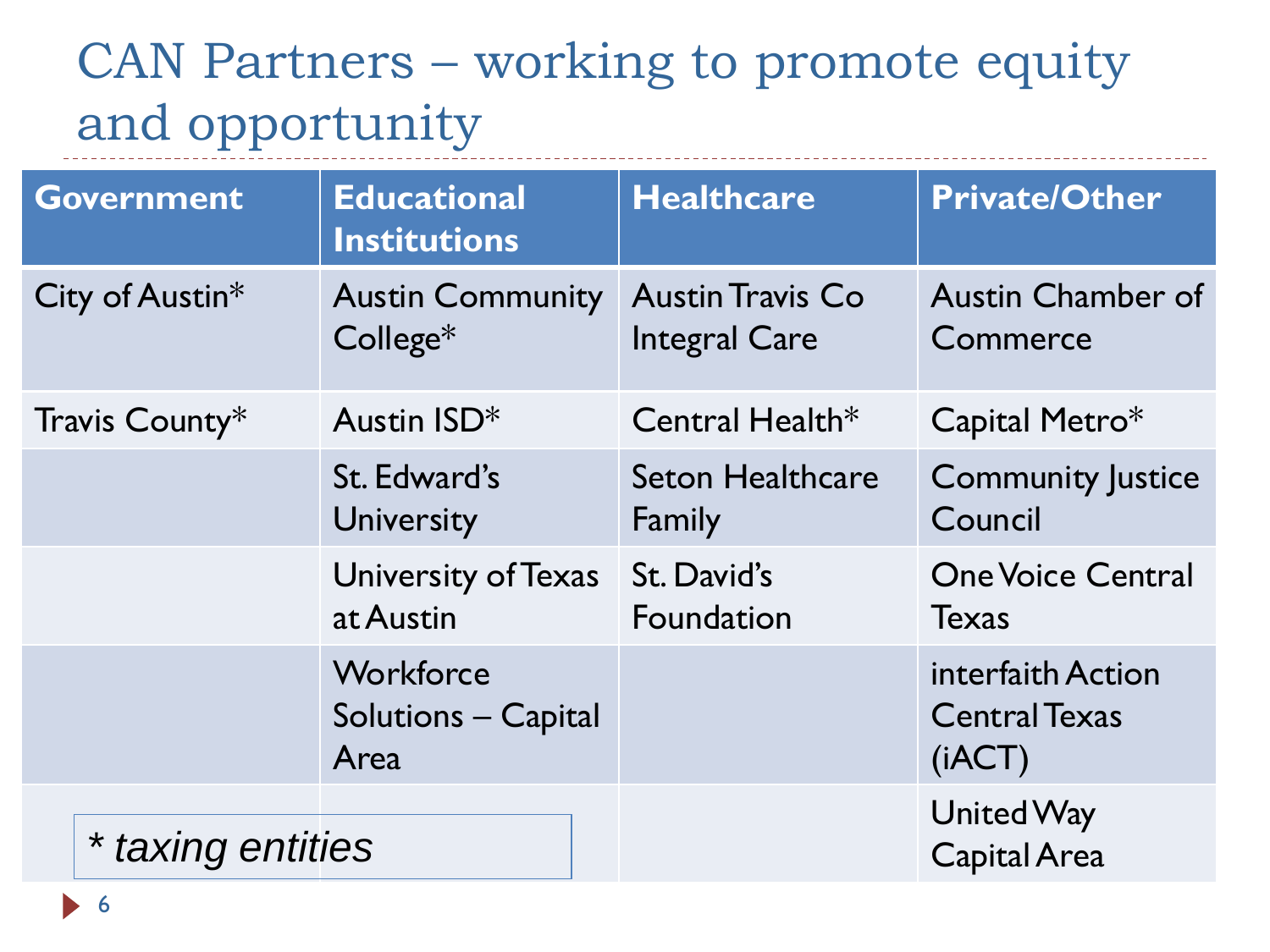# CAN Partners – working to promote equity and opportunity

| Government | Educational Institutions | Healthcare | Private/Other |
| --- | --- | --- | --- |
| City of Austin* | Austin Community College* | Austin Travis Co Integral Care | Austin Chamber of Commerce |
| Travis County* | Austin ISD* | Central Health* | Capital Metro* |
| | St. Edward's University | Seton Healthcare Family | Community Justice Council |
| | University of Texas at Austin | St. David's Foundation | One Voice Central Texas |
| | Workforce Solutions – Capital Area | | interfaith Action Central Texas (iACT) |
| | | | United Way Capital Area |

*\* taxing entities*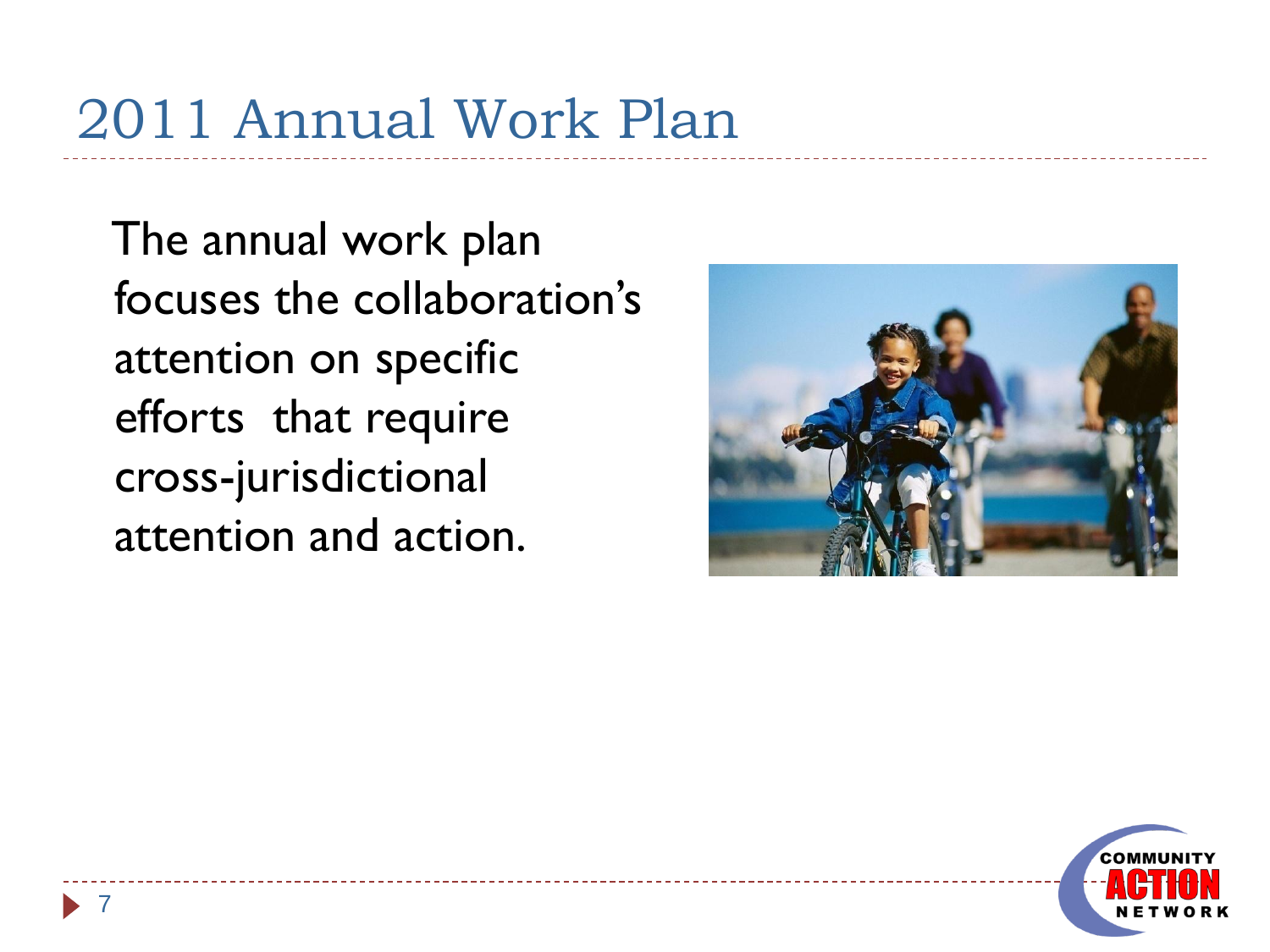# 2011 Annual Work Plan

The annual work plan focuses the collaboration's attention on specific efforts that require cross-jurisdictional attention and action.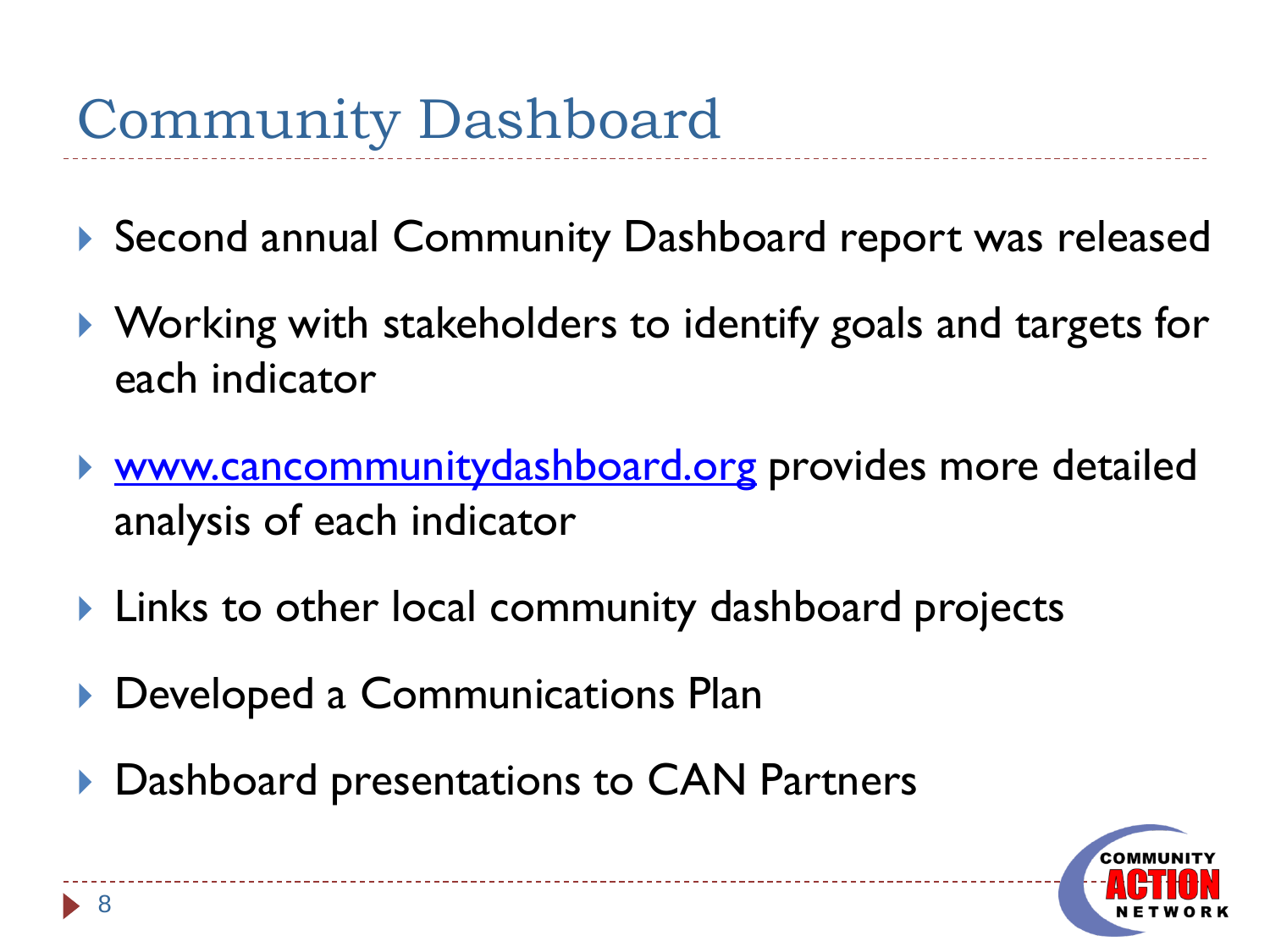# Community Dashboard

- Second annual Community Dashboard report was released
- Working with stakeholders to identify goals and targets for each indicator
- [www.cancommunitydashboard.org](http://www.cancommunitydashboard.org) provides more detailed analysis of each indicator
- Links to other local community dashboard projects
- Developed a Communications Plan
- Dashboard presentations to CAN Partners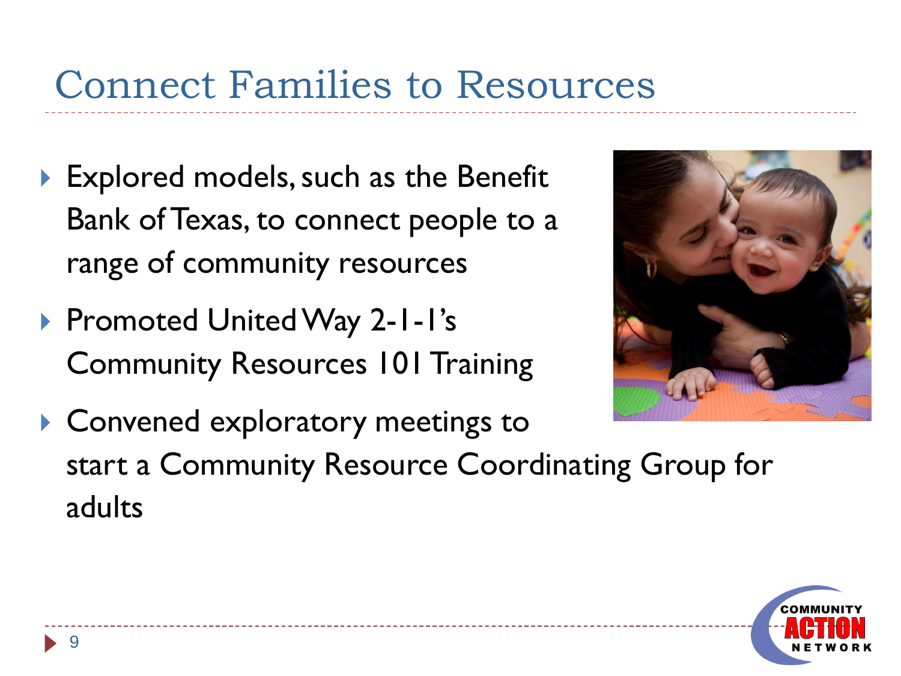# Connect Families to Resources

- Explored models, such as the Benefit Bank of Texas, to connect people to a range of community resources
- Promoted United Way 2-1-1's Community Resources 101 Training
- Convened exploratory meetings to start a Community Resource Coordinating Group for adults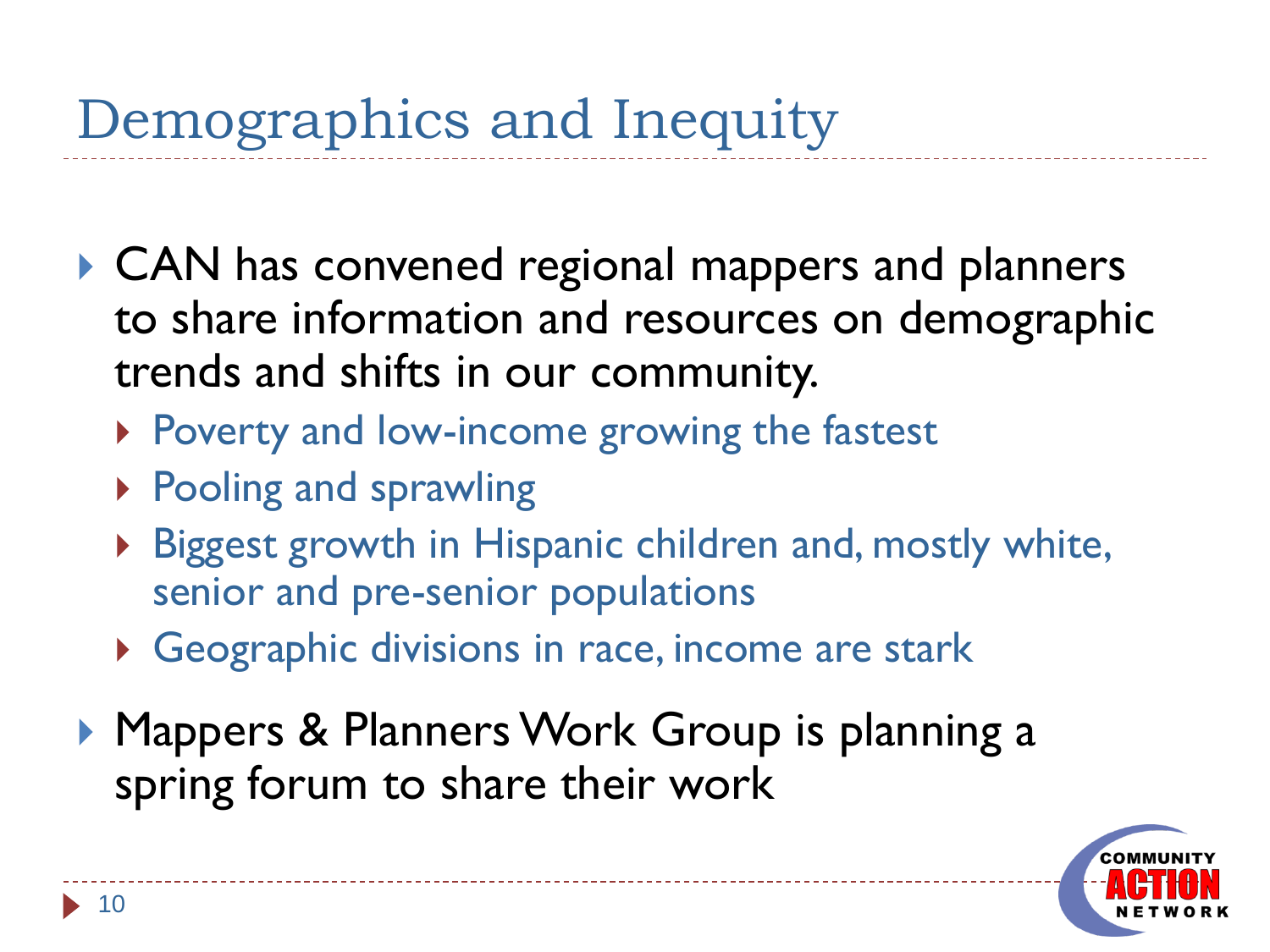# Demographics and Inequity

- CAN has convened regional mappers and planners to share information and resources on demographic trends and shifts in our community.
  - Poverty and low-income growing the fastest
  - Pooling and sprawling
  - Biggest growth in Hispanic children and, mostly white, senior and pre-senior populations
  - Geographic divisions in race, income are stark
- Mappers & Planners Work Group is planning a spring forum to share their work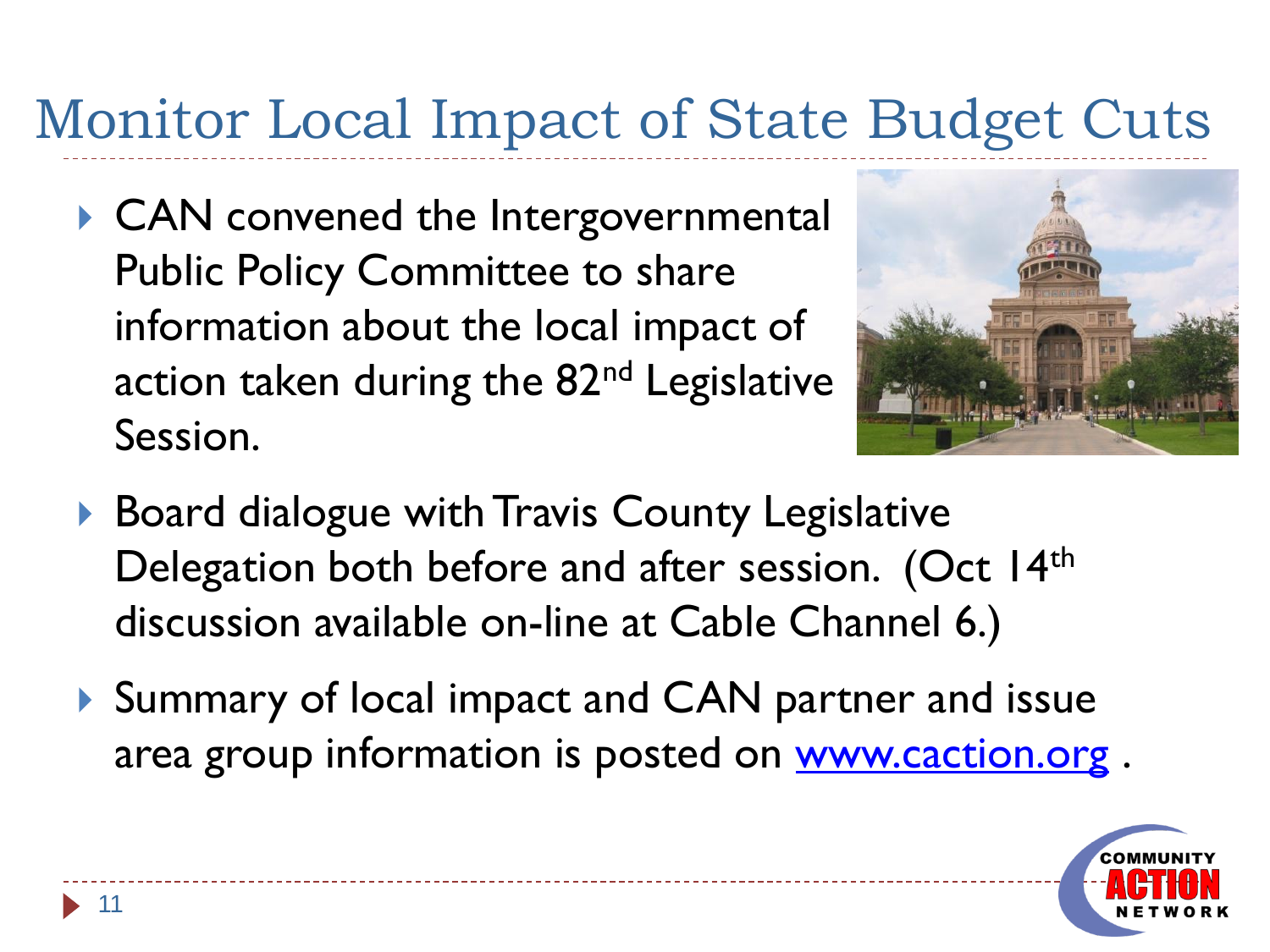# Monitor Local Impact of State Budget Cuts

- CAN convened the Intergovernmental Public Policy Committee to share information about the local impact of action taken during the 82nd Legislative Session.
- Board dialogue with Travis County Legislative Delegation both before and after session. (Oct 14th discussion available on-line at Cable Channel 6.)
- Summary of local impact and CAN partner and issue area group information is posted on [www.caction.org](http://www.caction.org) .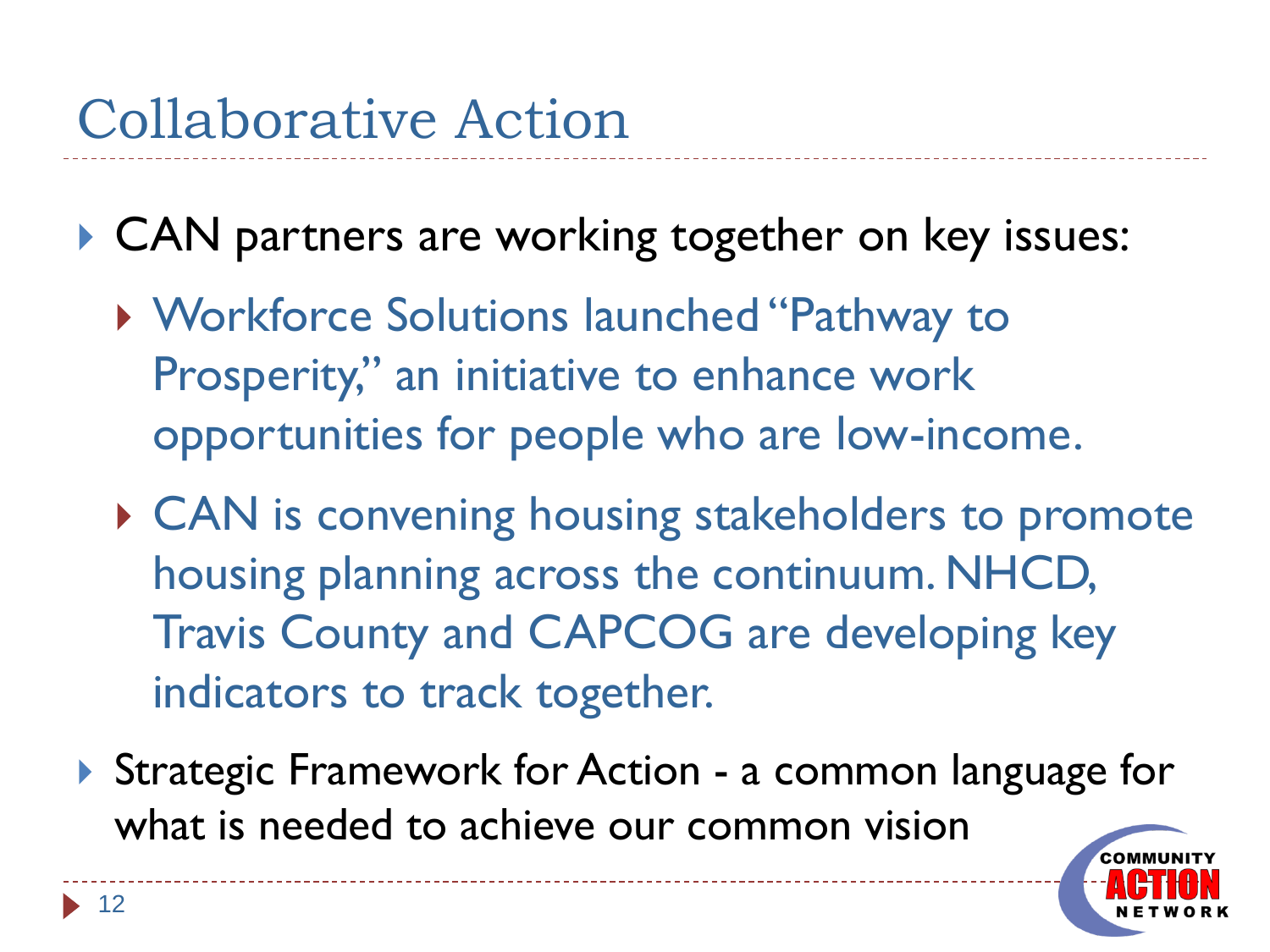# Collaborative Action

- CAN partners are working together on key issues:
  - Workforce Solutions launched "Pathway to Prosperity," an initiative to enhance work opportunities for people who are low-income.
  - CAN is convening housing stakeholders to promote housing planning across the continuum. NHCD, Travis County and CAPCOG are developing key indicators to track together.
- Strategic Framework for Action - a common language for what is needed to achieve our common vision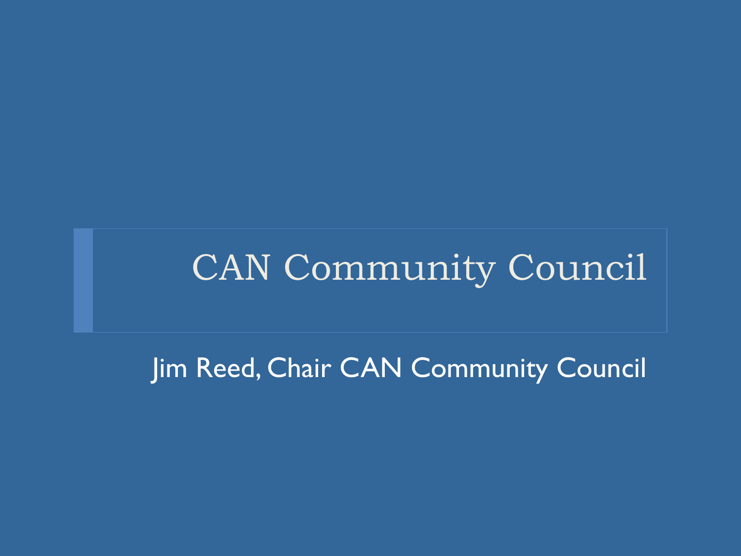# CAN Community Council

Jim Reed, Chair CAN Community Council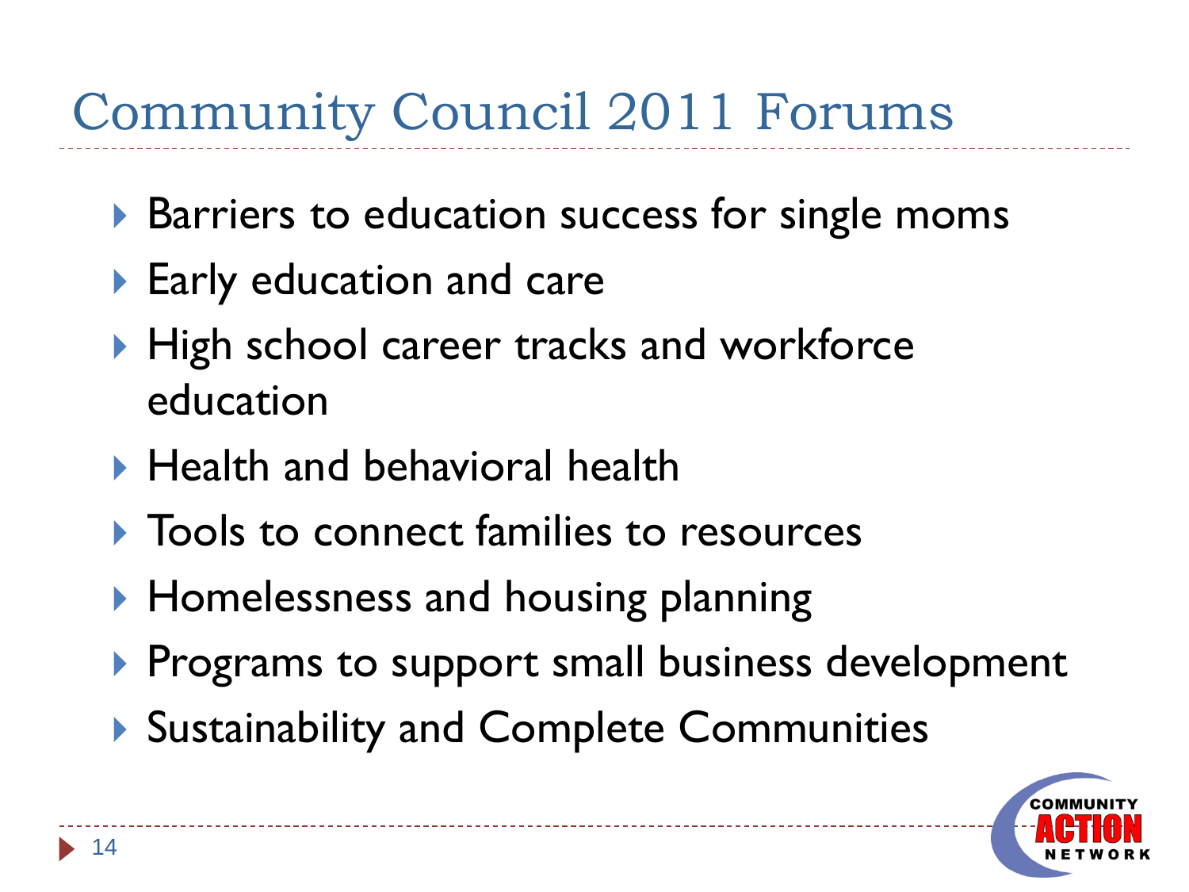# Community Council 2011 Forums

- Barriers to education success for single moms
- Early education and care
- High school career tracks and workforce education
- Health and behavioral health
- Tools to connect families to resources
- Homelessness and housing planning
- Programs to support small business development
- Sustainability and Complete Communities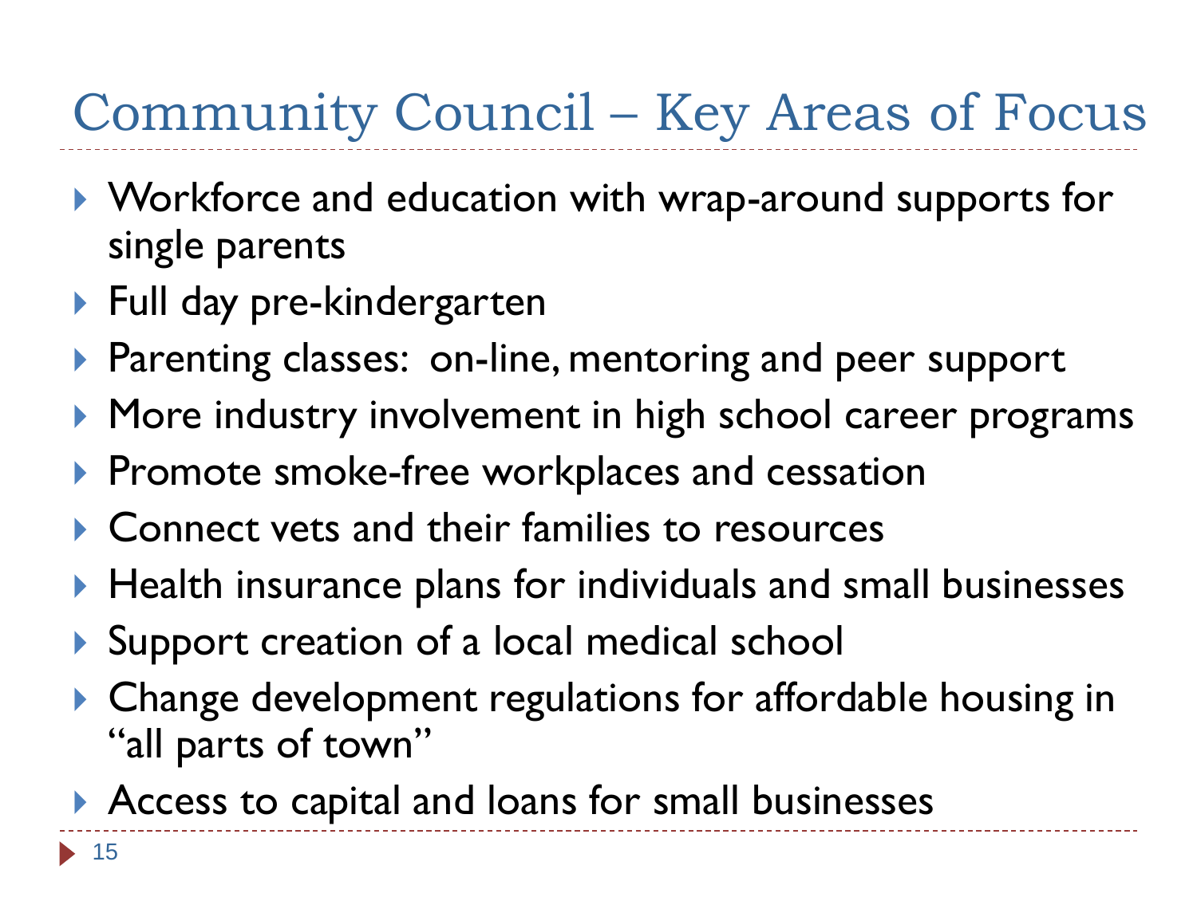# Community Council – Key Areas of Focus

- Workforce and education with wrap-around supports for single parents
- Full day pre-kindergarten
- Parenting classes: on-line, mentoring and peer support
- More industry involvement in high school career programs
- Promote smoke-free workplaces and cessation
- Connect vets and their families to resources
- Health insurance plans for individuals and small businesses
- Support creation of a local medical school
- Change development regulations for affordable housing in "all parts of town"
- Access to capital and loans for small businesses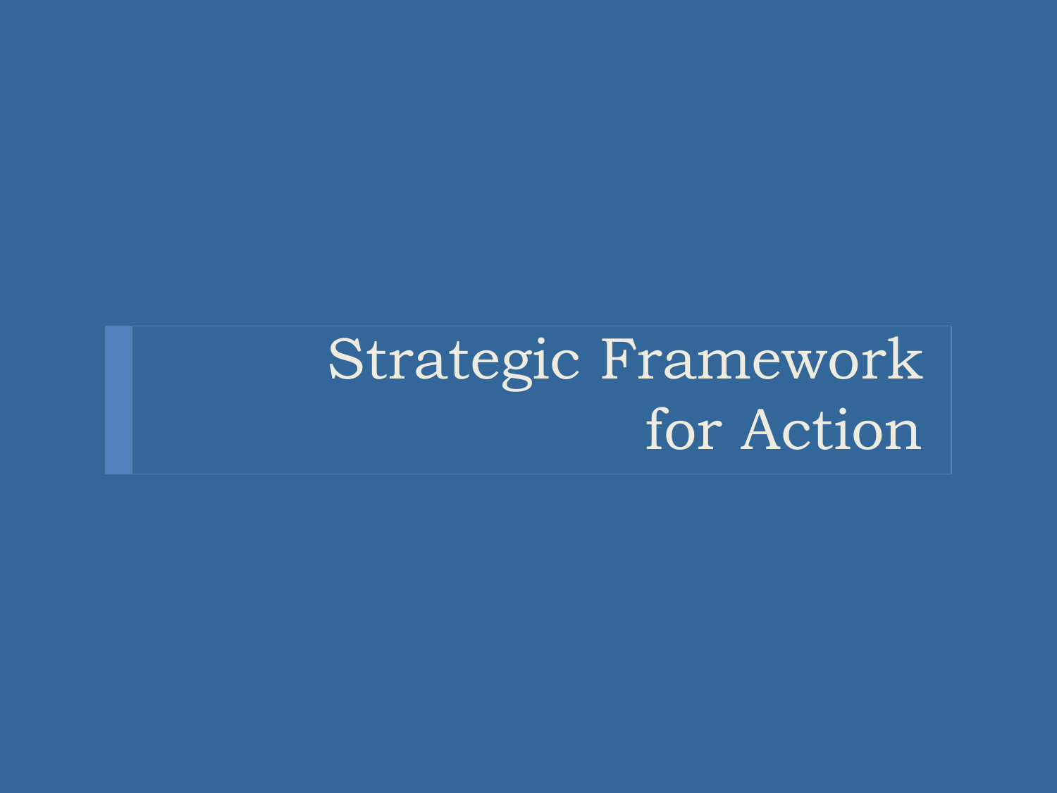# Strategic Framework for Action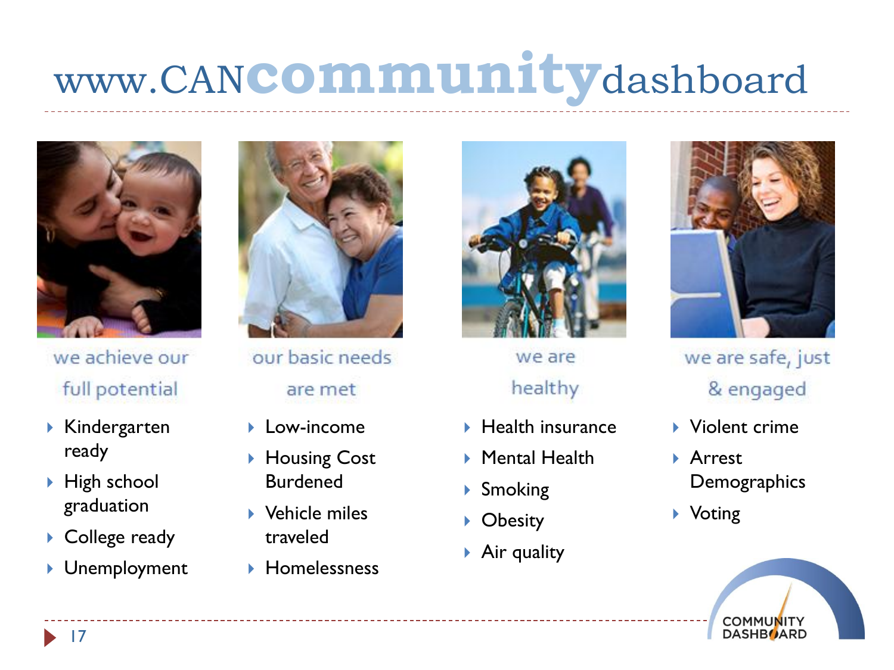# www.CANcommunitydashboard

### we achieve our full potential

- Kindergarten ready
- High school graduation
- College ready
- Unemployment

### our basic needs are met

- Low-income
- Housing Cost Burdened
- Vehicle miles traveled
- Homelessness

### we are healthy

- Health insurance
- Mental Health
- Smoking
- Obesity
- Air quality

### we are safe, just & engaged

- Violent crime
- Arrest Demographics
- Voting

COMMUNITY DASHBOARD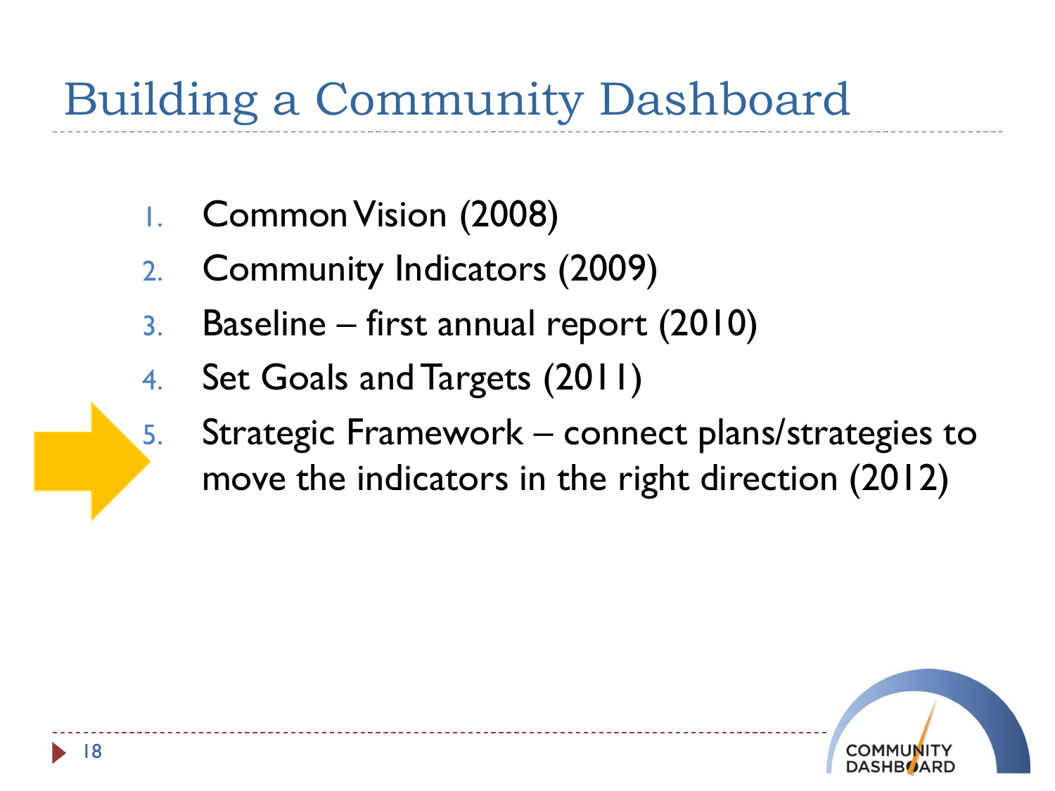# Building a Community Dashboard

1. Common Vision (2008)
2. Community Indicators (2009)
3. Baseline – first annual report (2010)
4. Set Goals and Targets (2011)
5. Strategic Framework – connect plans/strategies to move the indicators in the right direction (2012)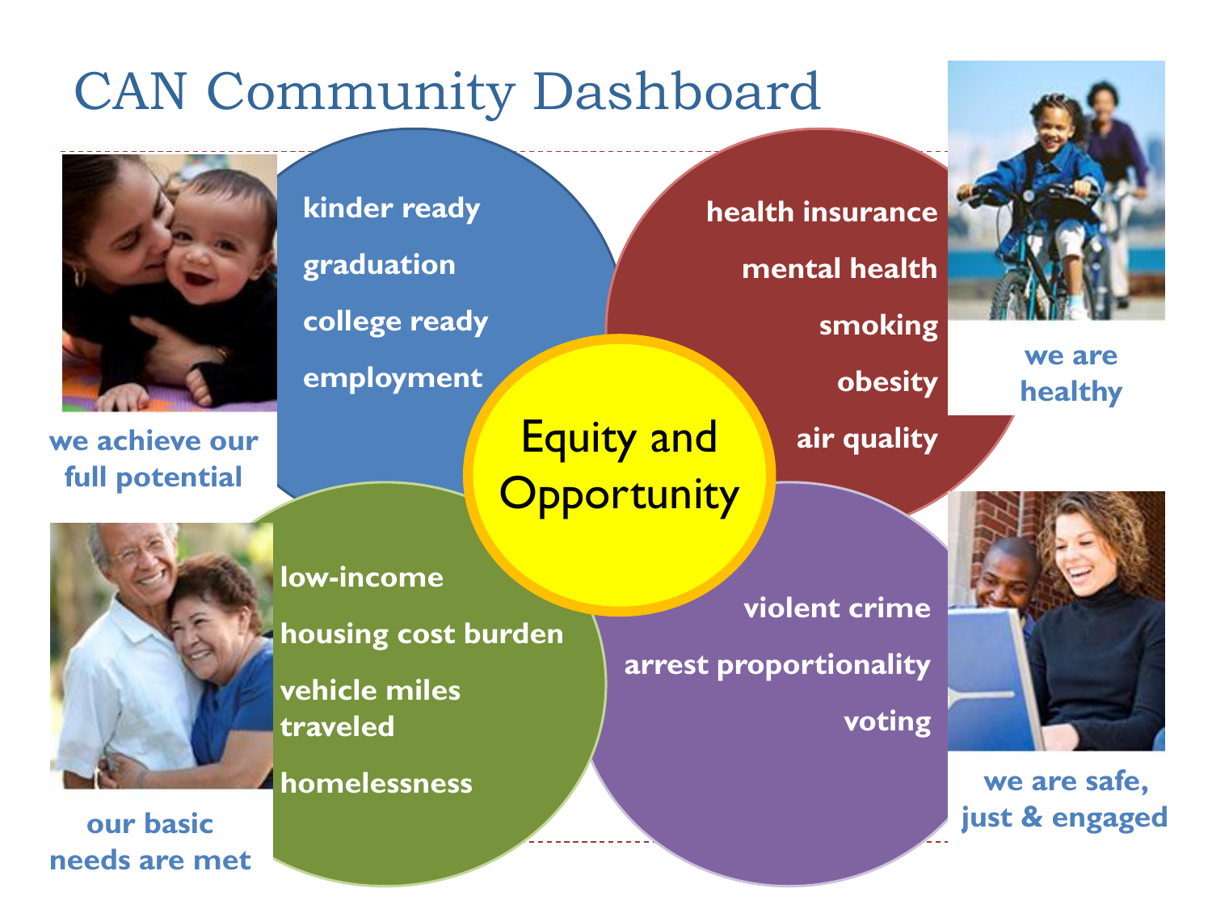# CAN Community Dashboard

## we achieve our full potential

- kinder ready
- graduation
- college ready
- employment

## we are healthy

- health insurance
- mental health
- smoking
- obesity
- air quality

## Equity and Opportunity

## our basic needs are met

- low-income
- housing cost burden
- vehicle miles traveled
- homelessness

## we are safe, just & engaged

- violent crime
- arrest proportionality
- voting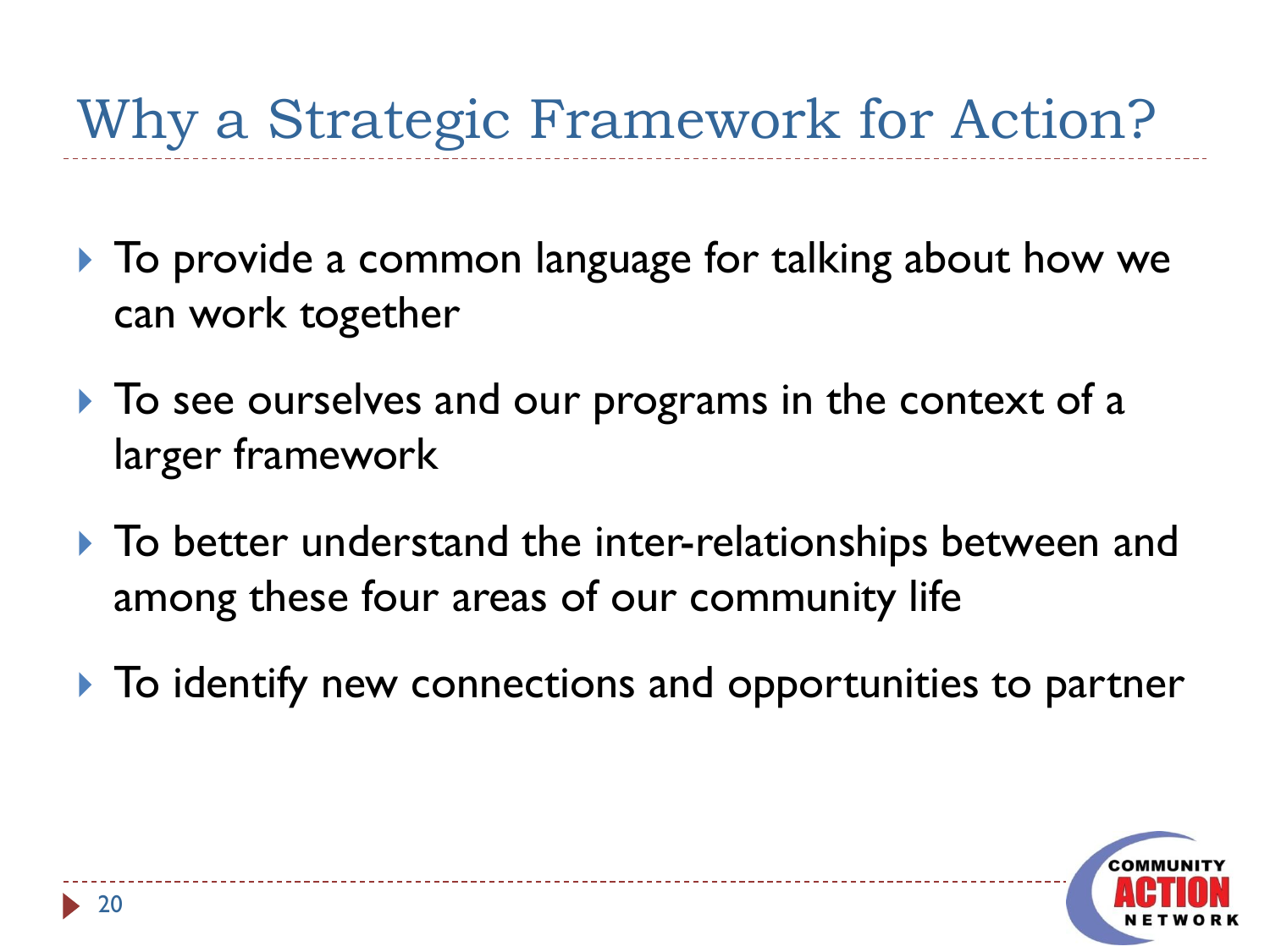# Why a Strategic Framework for Action?

- To provide a common language for talking about how we can work together
- To see ourselves and our programs in the context of a larger framework
- To better understand the inter-relationships between and among these four areas of our community life
- To identify new connections and opportunities to partner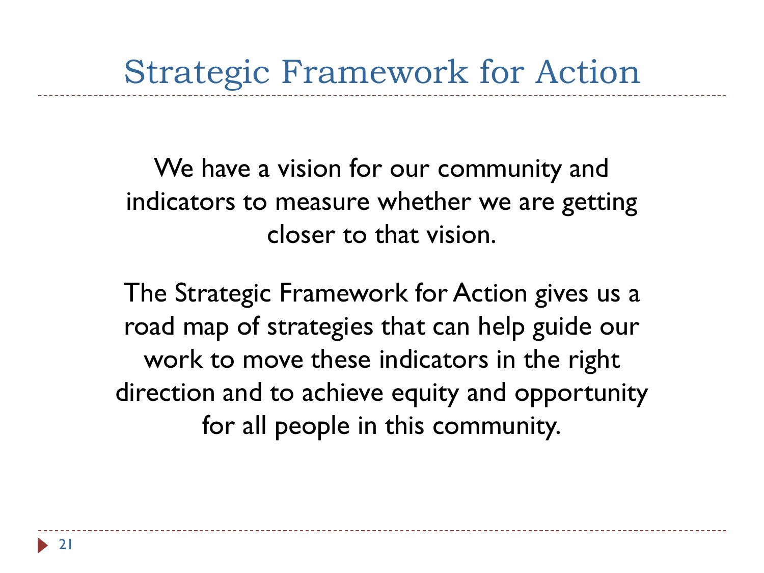# Strategic Framework for Action

We have a vision for our community and indicators to measure whether we are getting closer to that vision.

The Strategic Framework for Action gives us a road map of strategies that can help guide our work to move these indicators in the right direction and to achieve equity and opportunity for all people in this community.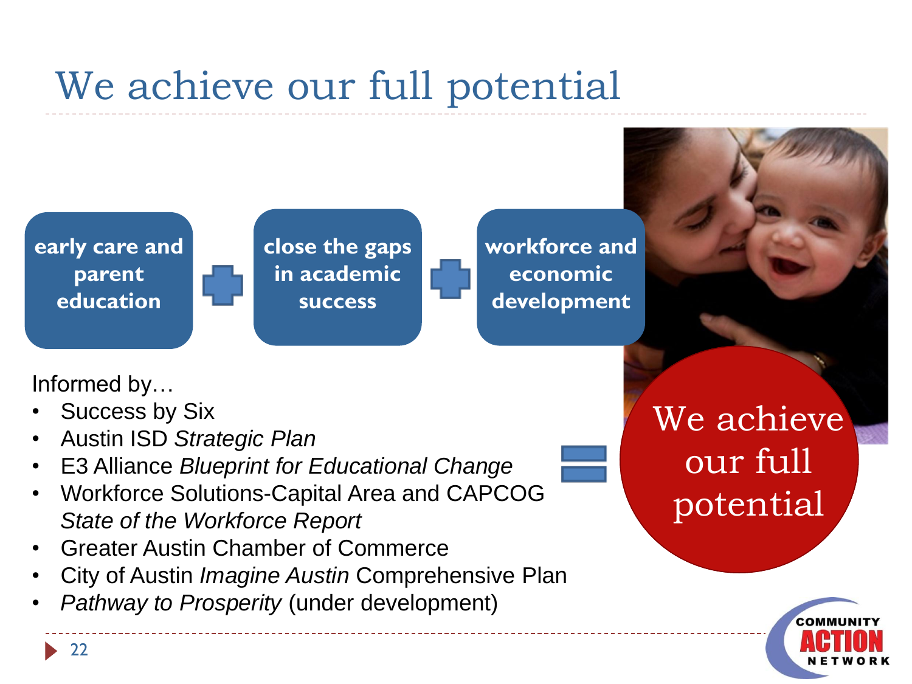# We achieve our full potential

**early care and parent education** + **close the gaps in academic success** + **workforce and economic development** = **We achieve our full potential**

Informed by…

- Success by Six
- Austin ISD *Strategic Plan*
- E3 Alliance *Blueprint for Educational Change*
- Workforce Solutions-Capital Area and CAPCOG *State of the Workforce Report*
- Greater Austin Chamber of Commerce
- City of Austin *Imagine Austin* Comprehensive Plan
- *Pathway to Prosperity* (under development)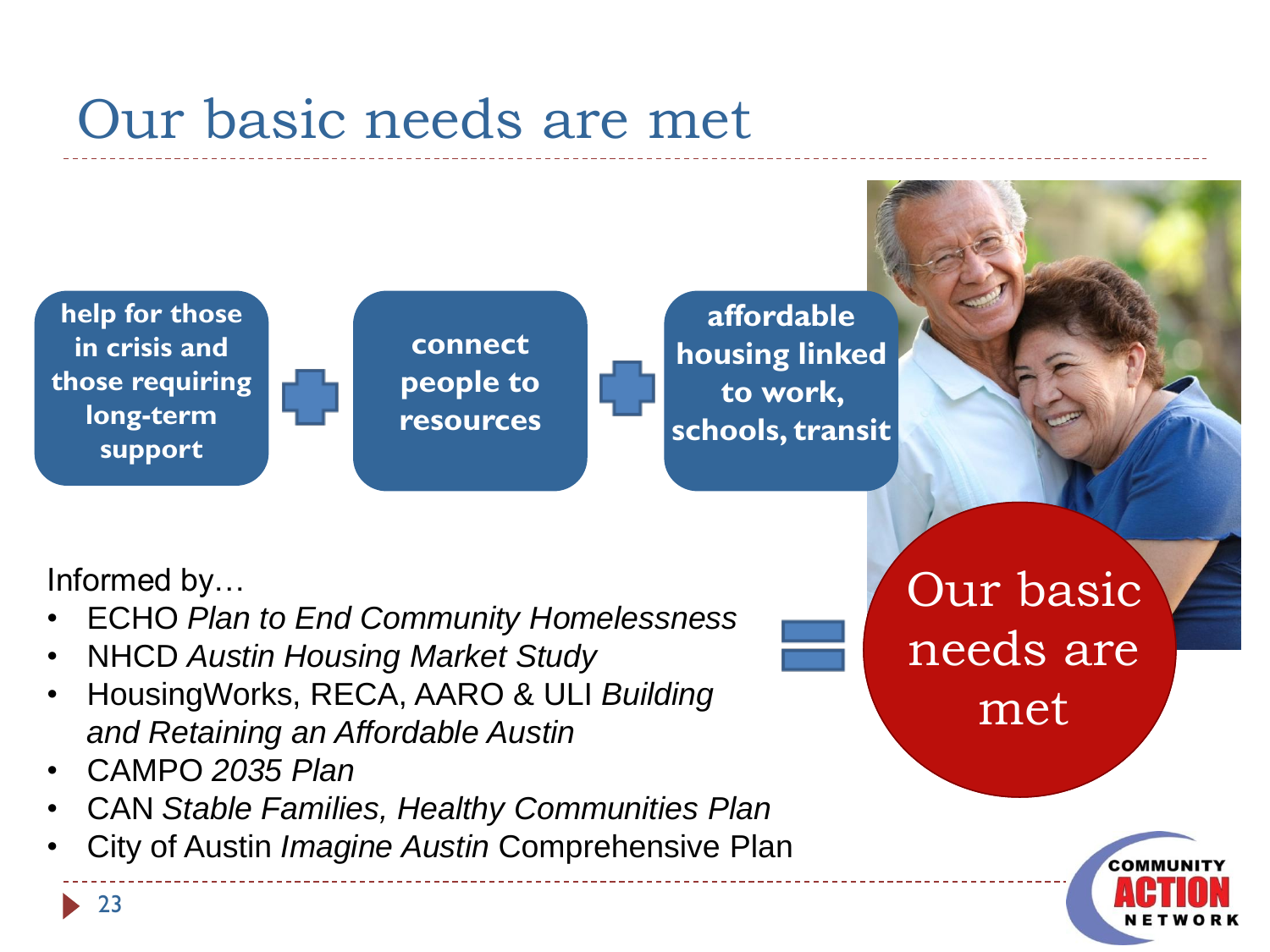# Our basic needs are met

**help for those in crisis and those requiring long-term support** + **connect people to resources** + **affordable housing linked to work, schools, transit** = **Our basic needs are met**

Informed by…

- ECHO *Plan to End Community Homelessness*
- NHCD *Austin Housing Market Study*
- HousingWorks, RECA, AARO & ULI *Building and Retaining an Affordable Austin*
- CAMPO *2035 Plan*
- CAN *Stable Families, Healthy Communities Plan*
- City of Austin *Imagine Austin* Comprehensive Plan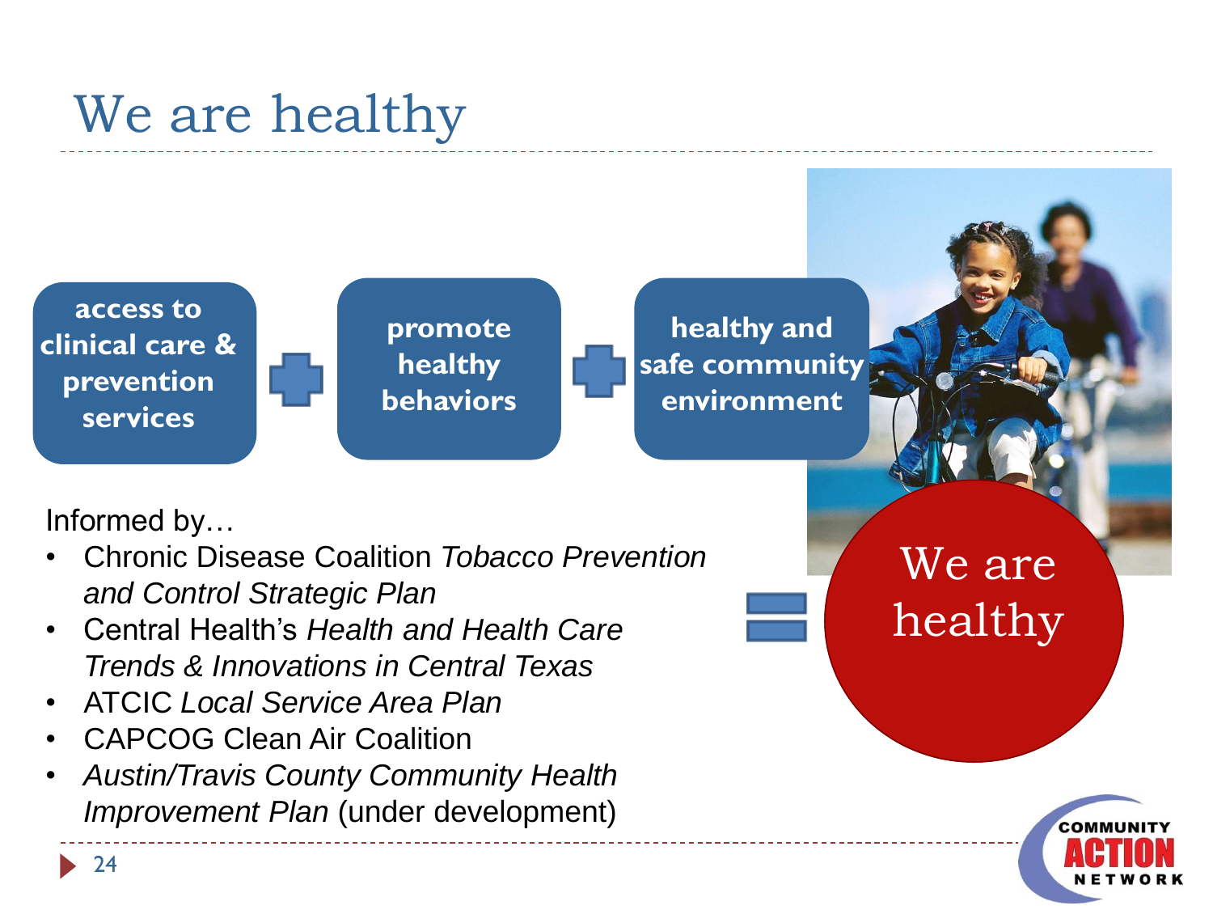# We are healthy

**access to clinical care & prevention services** + **promote healthy behaviors** + **healthy and safe community environment** = **We are healthy**

Informed by…

- Chronic Disease Coalition *Tobacco Prevention and Control Strategic Plan*
- Central Health's *Health and Health Care Trends & Innovations in Central Texas*
- ATCIC *Local Service Area Plan*
- CAPCOG Clean Air Coalition
- *Austin/Travis County Community Health Improvement Plan* (under development)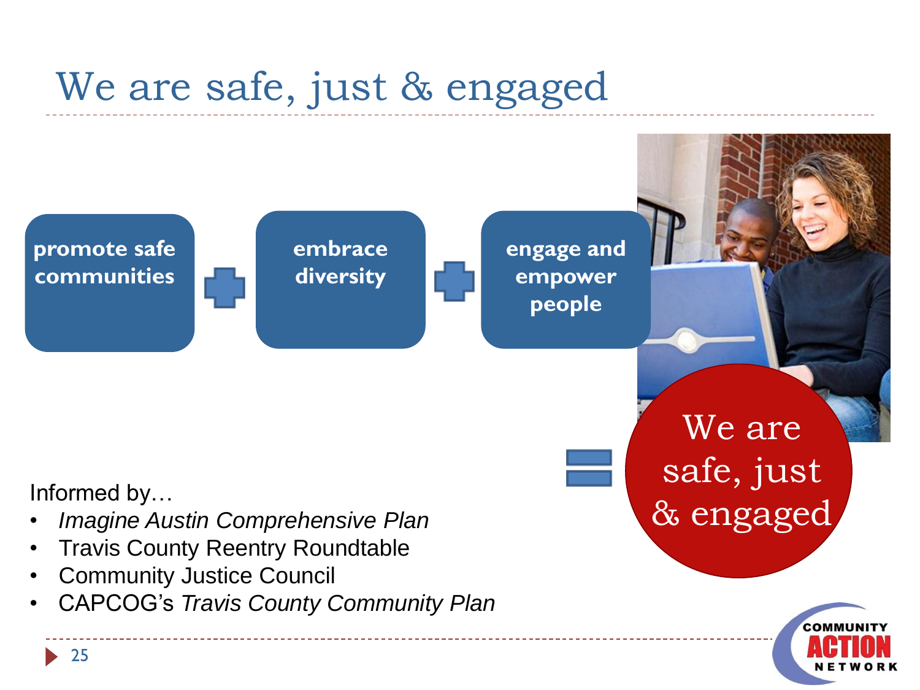# We are safe, just & engaged

**promote safe communities** + **embrace diversity** + **engage and empower people** = We are safe, just & engaged

Informed by…

- *Imagine Austin Comprehensive Plan*
- Travis County Reentry Roundtable
- Community Justice Council
- CAPCOG's *Travis County Community Plan*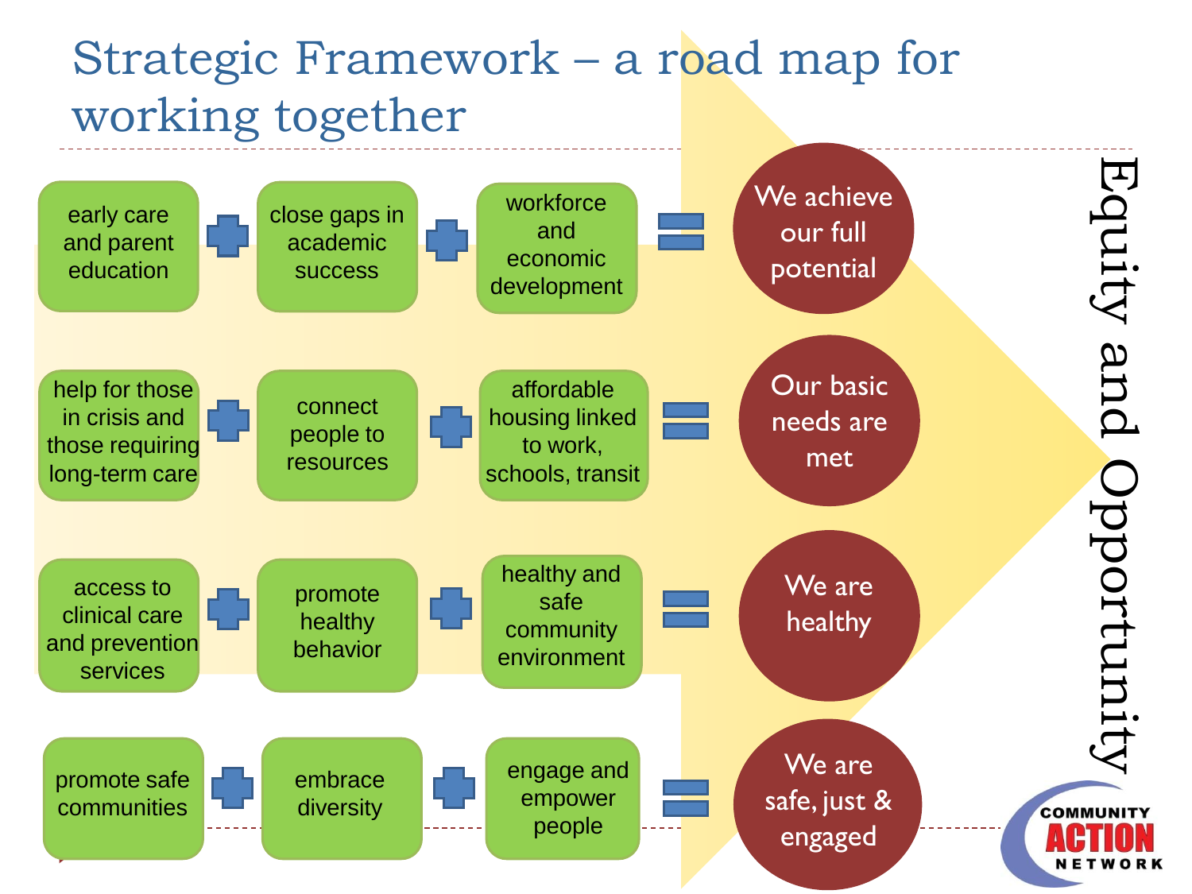# Strategic Framework – a road map for working together

| | | | | | | | Equity and Opportunity |
|---|---|---|---|---|---|---|---|
| early care and parent education | + | close gaps in academic success | + | workforce and economic development | = | We achieve our full potential | |
| help for those in crisis and those requiring long-term care | + | connect people to resources | + | affordable housing linked to work, schools, transit | = | Our basic needs are met | |
| access to clinical care and prevention services | + | promote healthy behavior | + | healthy and safe community environment | = | We are healthy | |
| promote safe communities | + | embrace diversity | + | engage and empower people | = | We are safe, just & engaged | |

COMMUNITY ACTION NETWORK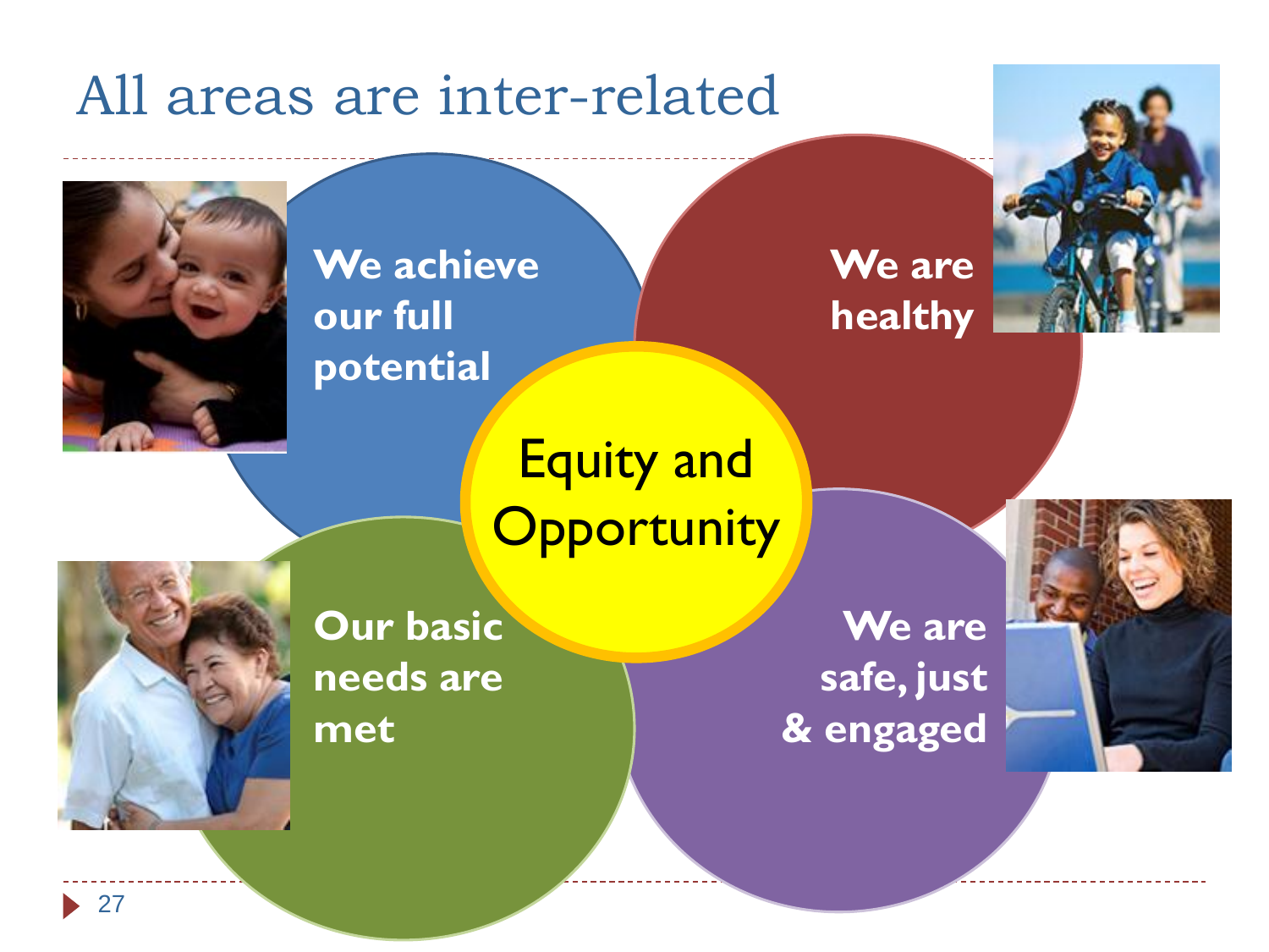# All areas are inter-related

**We achieve our full potential**

**We are healthy**

Equity and Opportunity

**Our basic needs are met**

**We are safe, just & engaged**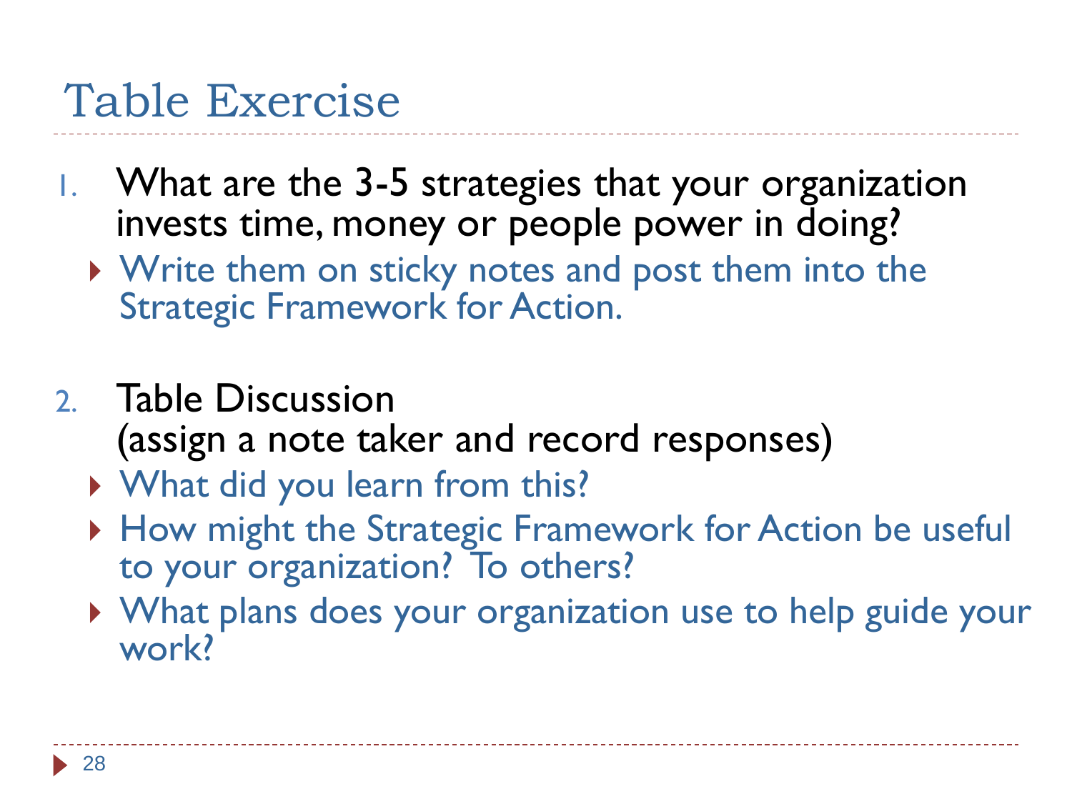# Table Exercise

1. What are the 3-5 strategies that your organization invests time, money or people power in doing?
   - Write them on sticky notes and post them into the Strategic Framework for Action.

2. Table Discussion
   (assign a note taker and record responses)
   - What did you learn from this?
   - How might the Strategic Framework for Action be useful to your organization? To others?
   - What plans does your organization use to help guide your work?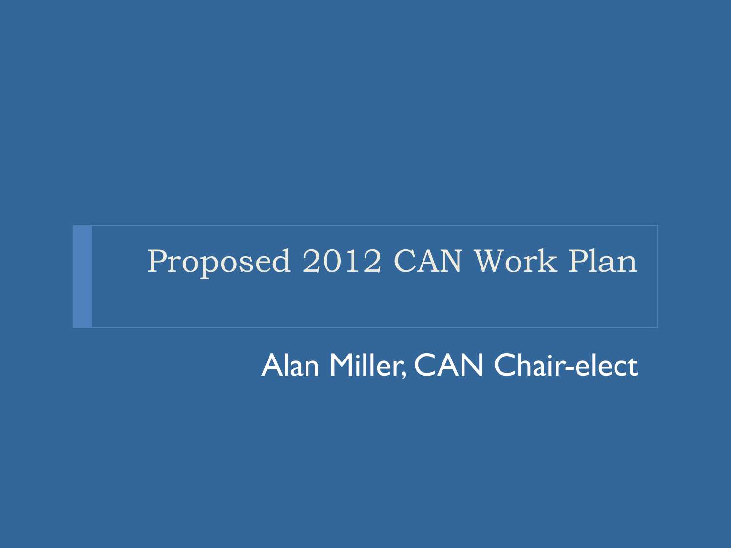# Proposed 2012 CAN Work Plan

Alan Miller, CAN Chair-elect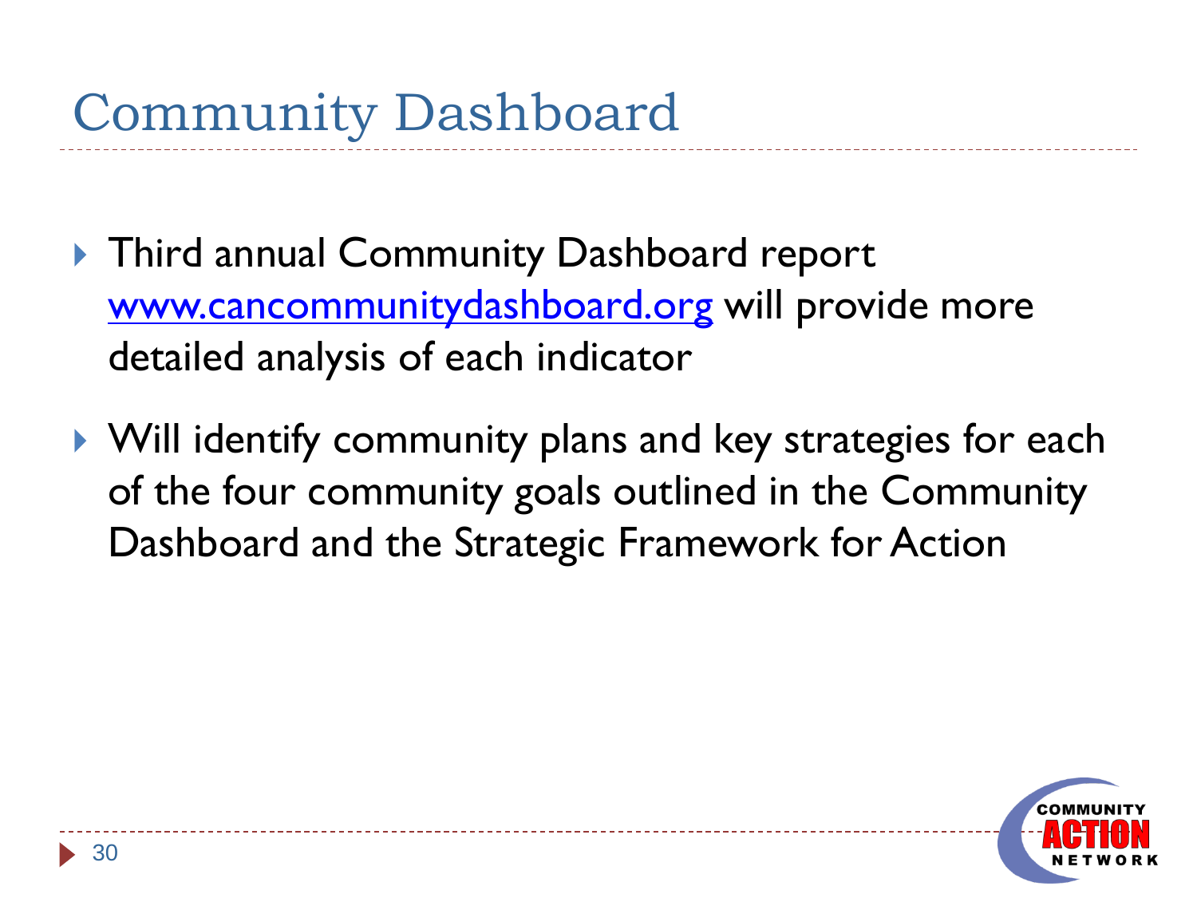# Community Dashboard

- Third annual Community Dashboard report [www.cancommunitydashboard.org](http://www.cancommunitydashboard.org) will provide more detailed analysis of each indicator
- Will identify community plans and key strategies for each of the four community goals outlined in the Community Dashboard and the Strategic Framework for Action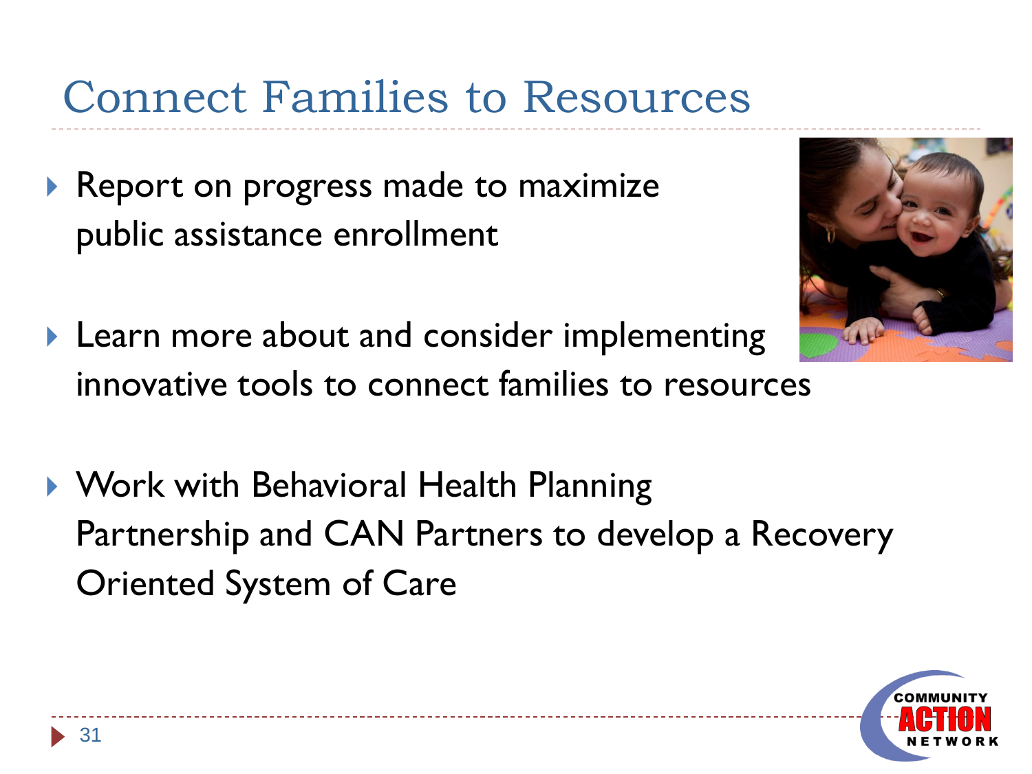# Connect Families to Resources

- Report on progress made to maximize public assistance enrollment
- Learn more about and consider implementing innovative tools to connect families to resources
- Work with Behavioral Health Planning Partnership and CAN Partners to develop a Recovery Oriented System of Care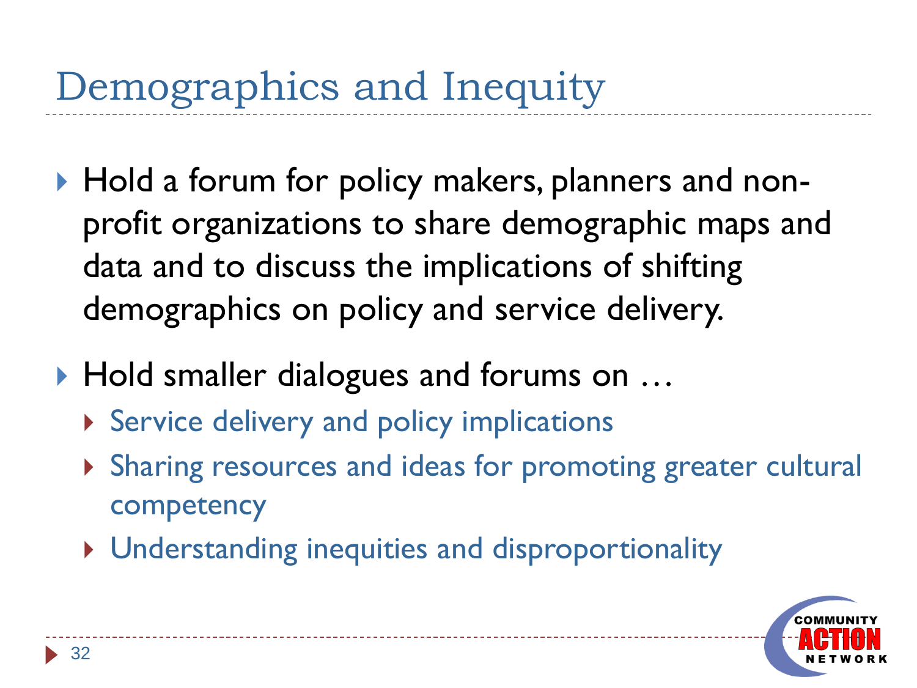# Demographics and Inequity

- Hold a forum for policy makers, planners and non-profit organizations to share demographic maps and data and to discuss the implications of shifting demographics on policy and service delivery.
- Hold smaller dialogues and forums on …
  - Service delivery and policy implications
  - Sharing resources and ideas for promoting greater cultural competency
  - Understanding inequities and disproportionality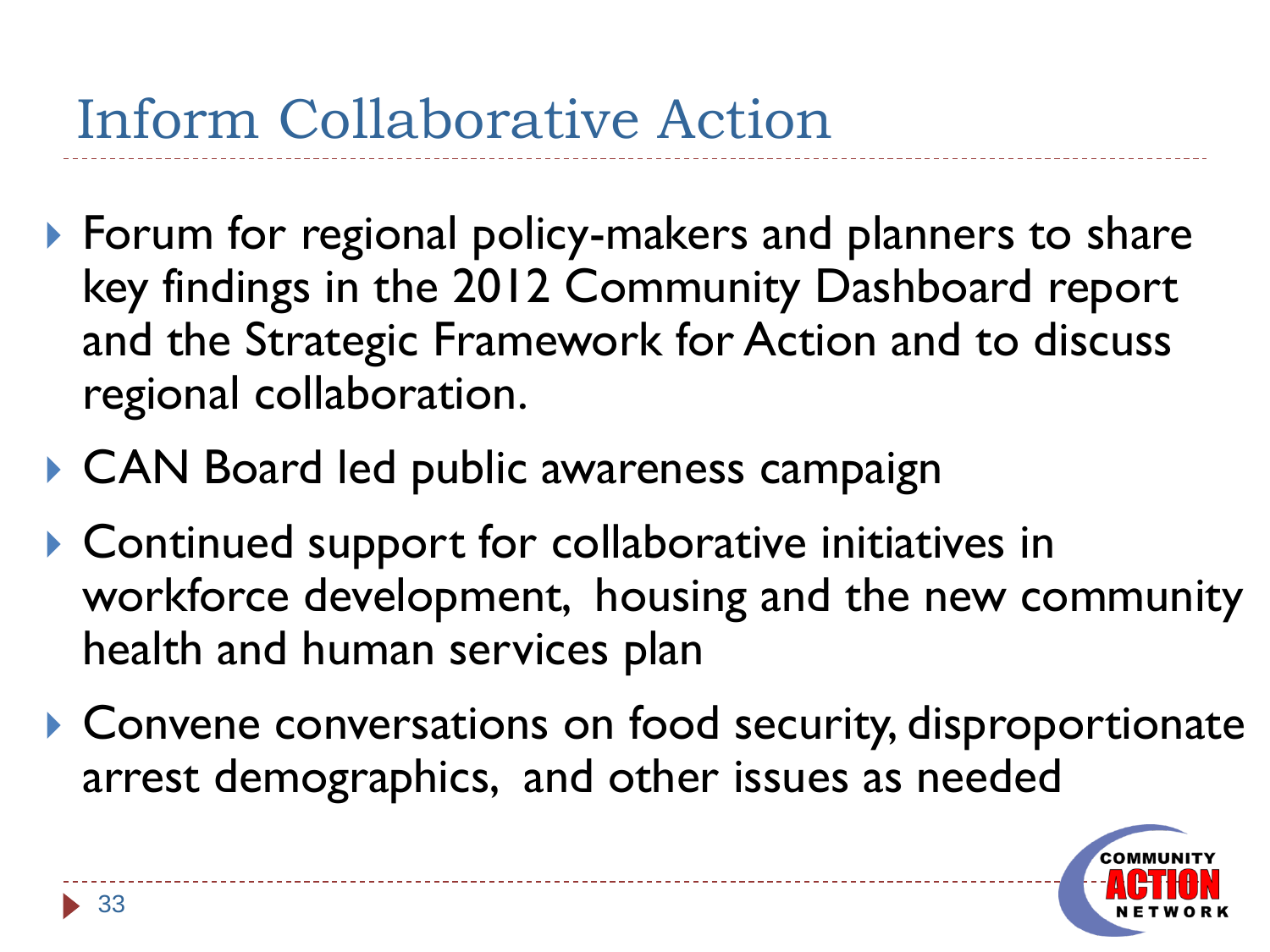# Inform Collaborative Action

- Forum for regional policy-makers and planners to share key findings in the 2012 Community Dashboard report and the Strategic Framework for Action and to discuss regional collaboration.
- CAN Board led public awareness campaign
- Continued support for collaborative initiatives in workforce development, housing and the new community health and human services plan
- Convene conversations on food security, disproportionate arrest demographics, and other issues as needed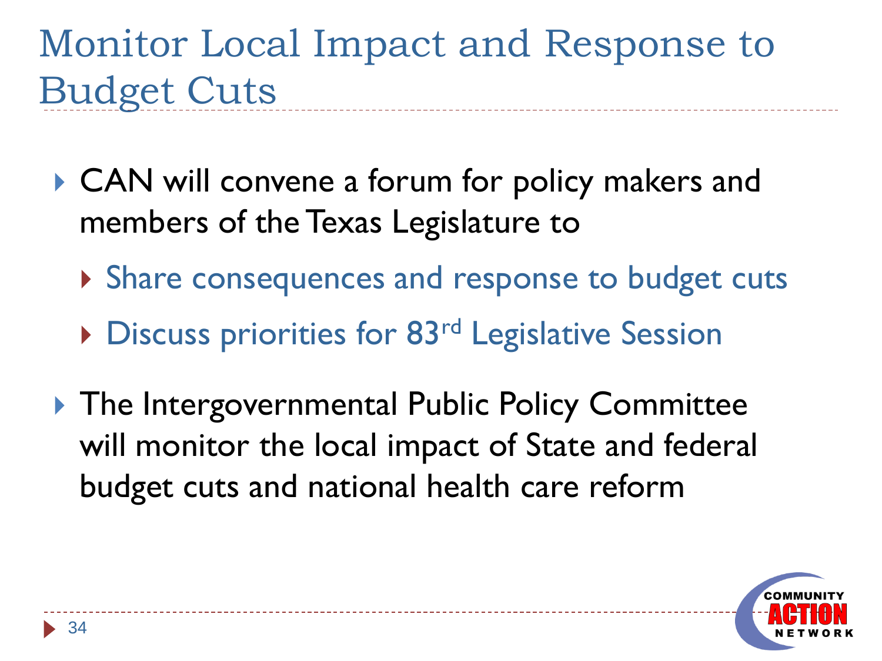# Monitor Local Impact and Response to Budget Cuts

- CAN will convene a forum for policy makers and members of the Texas Legislature to
  - Share consequences and response to budget cuts
  - Discuss priorities for 83rd Legislative Session
- The Intergovernmental Public Policy Committee will monitor the local impact of State and federal budget cuts and national health care reform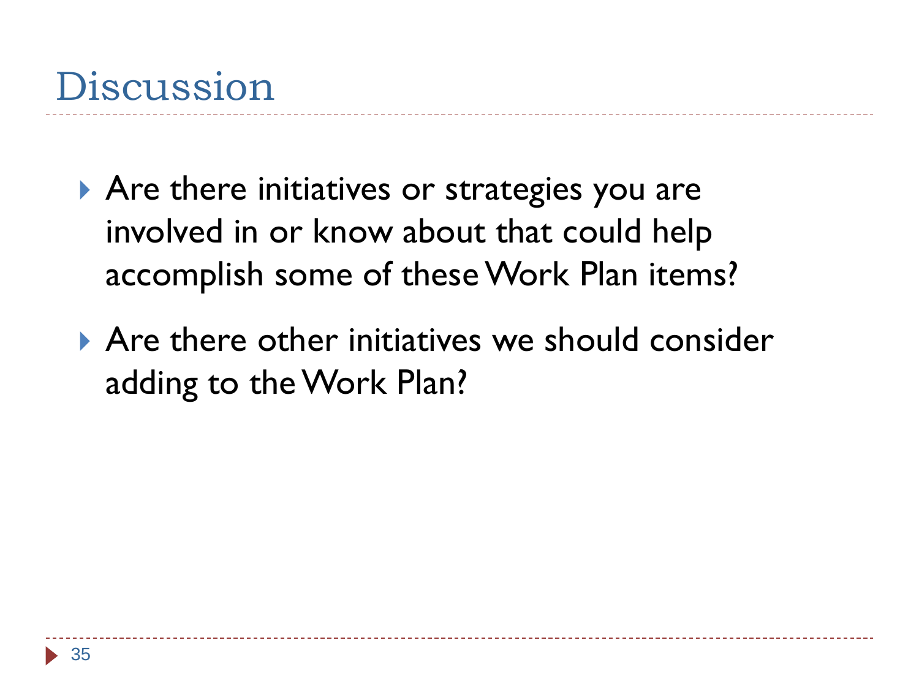# Discussion

- Are there initiatives or strategies you are involved in or know about that could help accomplish some of these Work Plan items?
- Are there other initiatives we should consider adding to the Work Plan?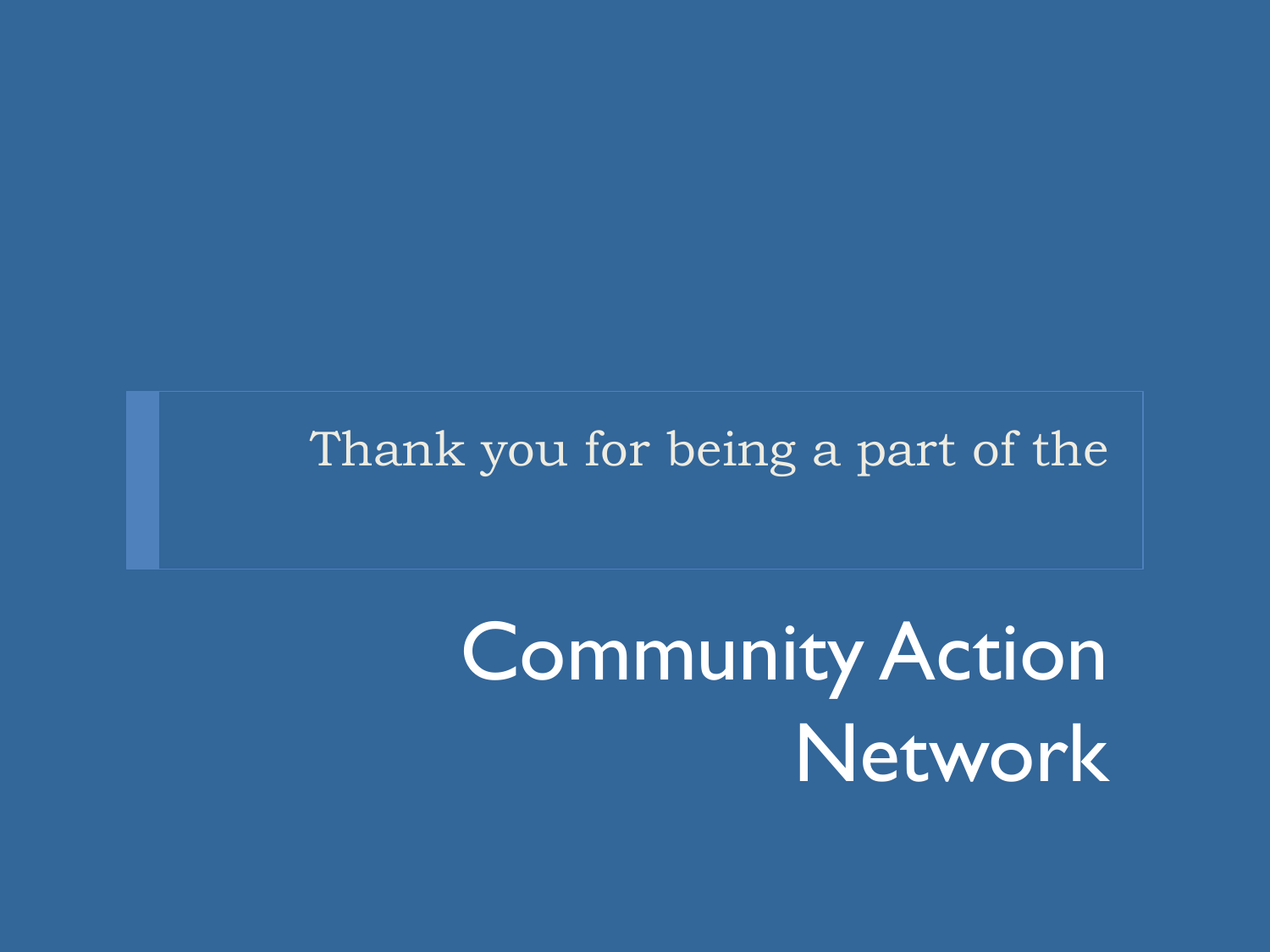Thank you for being a part of the

# Community Action Network